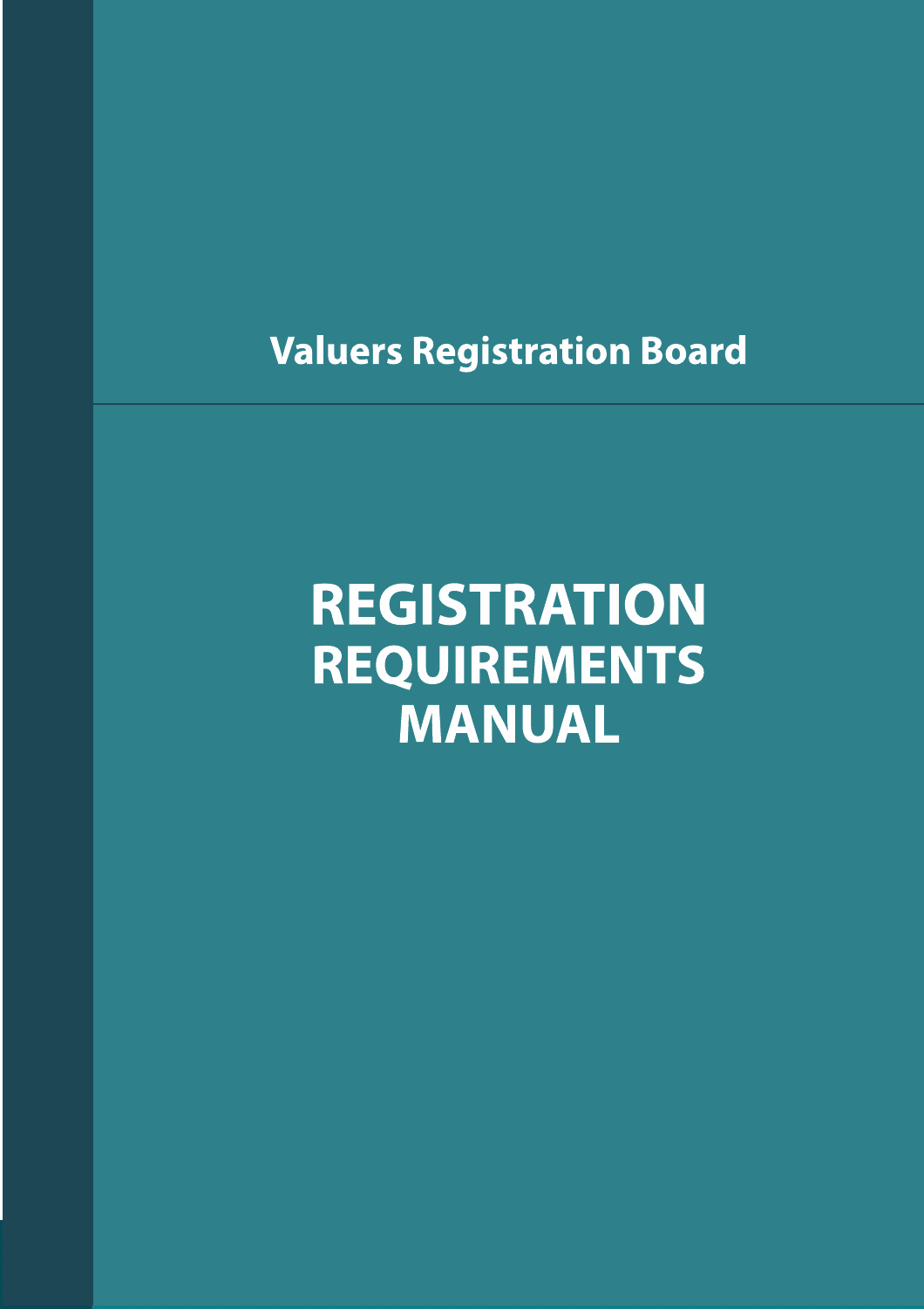Valuers Registration Board

# REGISTRATION REQUIREMENTS MANUAL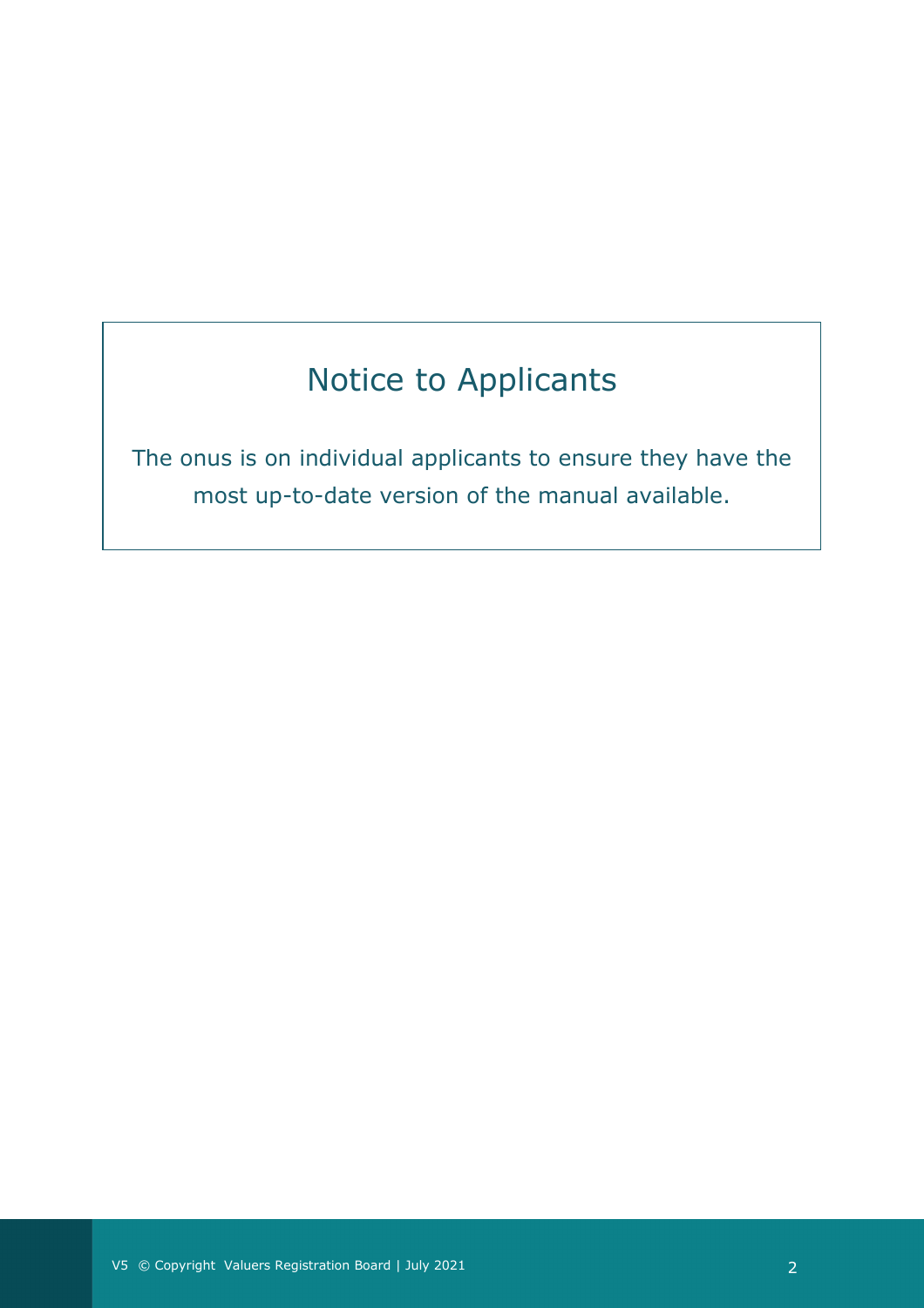## Notice to Applicants

The onus is on individual applicants to ensure they have the most up-to-date version of the manual available.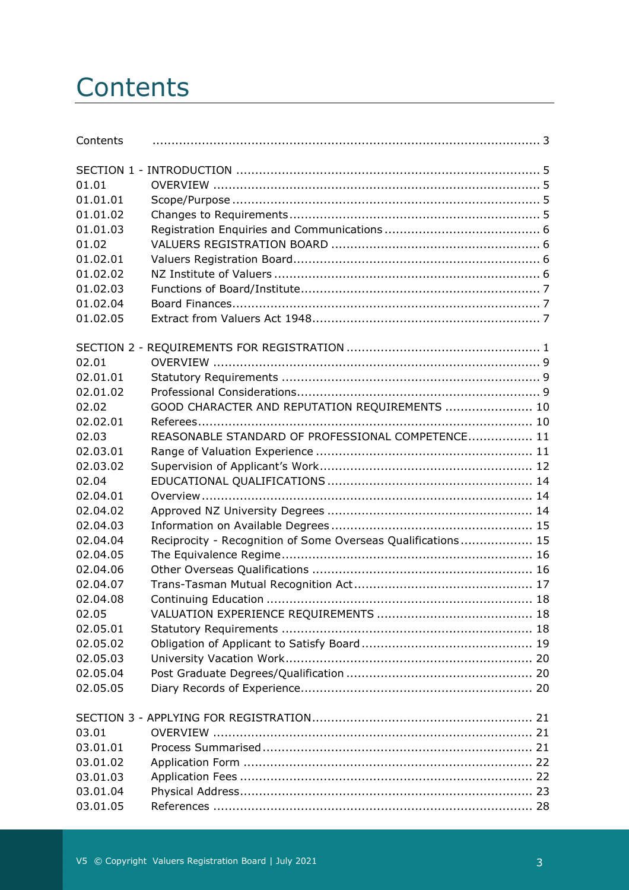# Contents

| | | |
|---|---|---|
| Contents | | 3 |
| SECTION 1 - INTRODUCTION | | 5 |
| 01.01 | OVERVIEW | 5 |
| 01.01.01 | Scope/Purpose | 5 |
| 01.01.02 | Changes to Requirements | 5 |
| 01.01.03 | Registration Enquiries and Communications | 6 |
| 01.02 | VALUERS REGISTRATION BOARD | 6 |
| 01.02.01 | Valuers Registration Board | 6 |
| 01.02.02 | NZ Institute of Valuers | 6 |
| 01.02.03 | Functions of Board/Institute | 7 |
| 01.02.04 | Board Finances | 7 |
| 01.02.05 | Extract from Valuers Act 1948 | 7 |
| SECTION 2 - REQUIREMENTS FOR REGISTRATION | | 1 |
| 02.01 | OVERVIEW | 9 |
| 02.01.01 | Statutory Requirements | 9 |
| 02.01.02 | Professional Considerations | 9 |
| 02.02 | GOOD CHARACTER AND REPUTATION REQUIREMENTS | 10 |
| 02.02.01 | Referees | 10 |
| 02.03 | REASONABLE STANDARD OF PROFESSIONAL COMPETENCE | 11 |
| 02.03.01 | Range of Valuation Experience | 11 |
| 02.03.02 | Supervision of Applicant's Work | 12 |
| 02.04 | EDUCATIONAL QUALIFICATIONS | 14 |
| 02.04.01 | Overview | 14 |
| 02.04.02 | Approved NZ University Degrees | 14 |
| 02.04.03 | Information on Available Degrees | 15 |
| 02.04.04 | Reciprocity - Recognition of Some Overseas Qualifications | 15 |
| 02.04.05 | The Equivalence Regime | 16 |
| 02.04.06 | Other Overseas Qualifications | 16 |
| 02.04.07 | Trans-Tasman Mutual Recognition Act | 17 |
| 02.04.08 | Continuing Education | 18 |
| 02.05 | VALUATION EXPERIENCE REQUIREMENTS | 18 |
| 02.05.01 | Statutory Requirements | 18 |
| 02.05.02 | Obligation of Applicant to Satisfy Board | 19 |
| 02.05.03 | University Vacation Work | 20 |
| 02.05.04 | Post Graduate Degrees/Qualification | 20 |
| 02.05.05 | Diary Records of Experience | 20 |
| SECTION 3 - APPLYING FOR REGISTRATION | | 21 |
| 03.01 | OVERVIEW | 21 |
| 03.01.01 | Process Summarised | 21 |
| 03.01.02 | Application Form | 22 |
| 03.01.03 | Application Fees | 22 |
| 03.01.04 | Physical Address | 23 |
| 03.01.05 | References | 28 |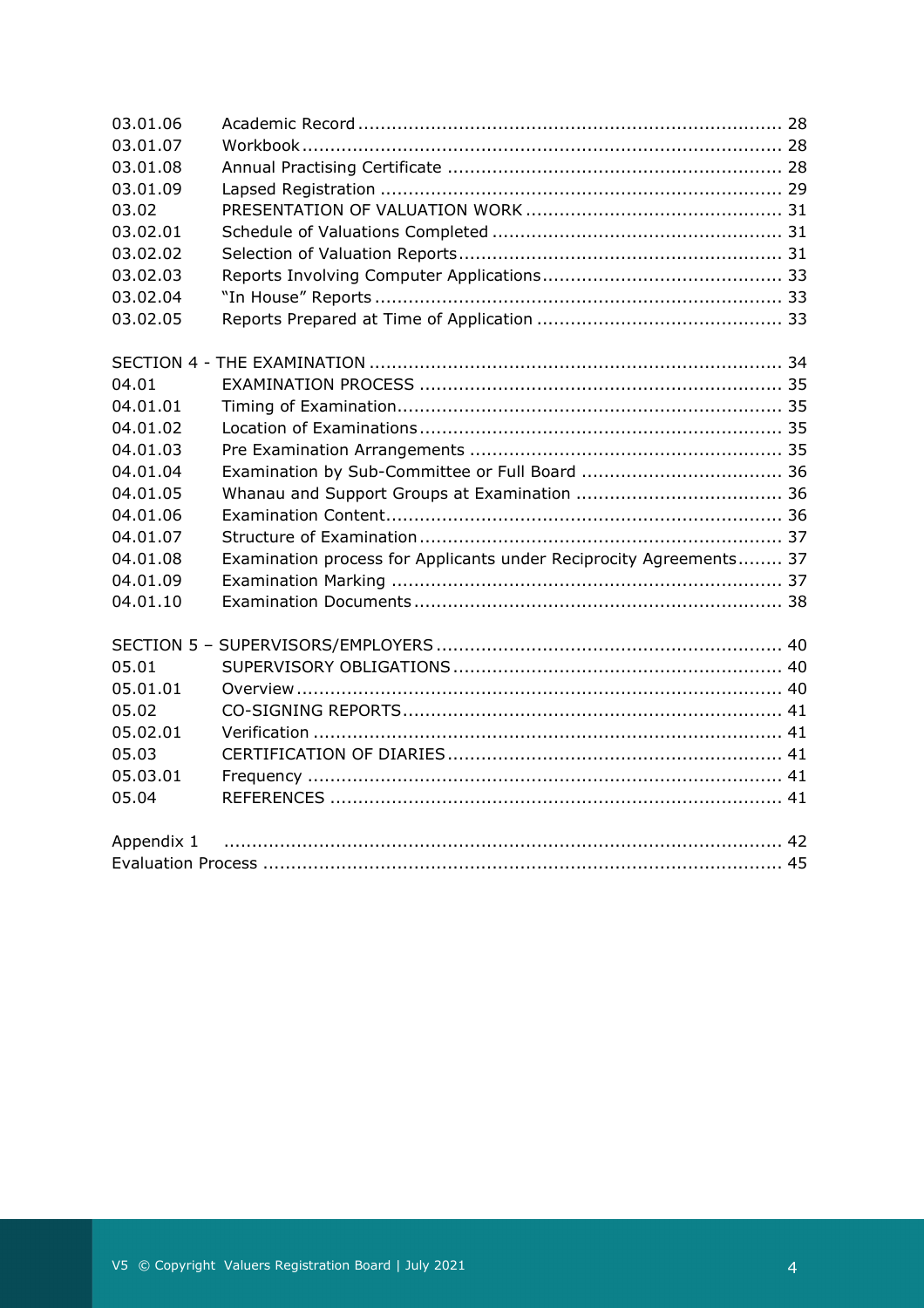| | | |
|---|---|---|
| 03.01.06 | Academic Record | 28 |
| 03.01.07 | Workbook | 28 |
| 03.01.08 | Annual Practising Certificate | 28 |
| 03.01.09 | Lapsed Registration | 29 |
| 03.02 | PRESENTATION OF VALUATION WORK | 31 |
| 03.02.01 | Schedule of Valuations Completed | 31 |
| 03.02.02 | Selection of Valuation Reports | 31 |
| 03.02.03 | Reports Involving Computer Applications | 33 |
| 03.02.04 | "In House" Reports | 33 |
| 03.02.05 | Reports Prepared at Time of Application | 33 |
| SECTION 4 - THE EXAMINATION | | 34 |
| 04.01 | EXAMINATION PROCESS | 35 |
| 04.01.01 | Timing of Examination | 35 |
| 04.01.02 | Location of Examinations | 35 |
| 04.01.03 | Pre Examination Arrangements | 35 |
| 04.01.04 | Examination by Sub-Committee or Full Board | 36 |
| 04.01.05 | Whanau and Support Groups at Examination | 36 |
| 04.01.06 | Examination Content | 36 |
| 04.01.07 | Structure of Examination | 37 |
| 04.01.08 | Examination process for Applicants under Reciprocity Agreements | 37 |
| 04.01.09 | Examination Marking | 37 |
| 04.01.10 | Examination Documents | 38 |
| SECTION 5 – SUPERVISORS/EMPLOYERS | | 40 |
| 05.01 | SUPERVISORY OBLIGATIONS | 40 |
| 05.01.01 | Overview | 40 |
| 05.02 | CO-SIGNING REPORTS | 41 |
| 05.02.01 | Verification | 41 |
| 05.03 | CERTIFICATION OF DIARIES | 41 |
| 05.03.01 | Frequency | 41 |
| 05.04 | REFERENCES | 41 |
| Appendix 1 | | 42 |
| Evaluation Process | | 45 |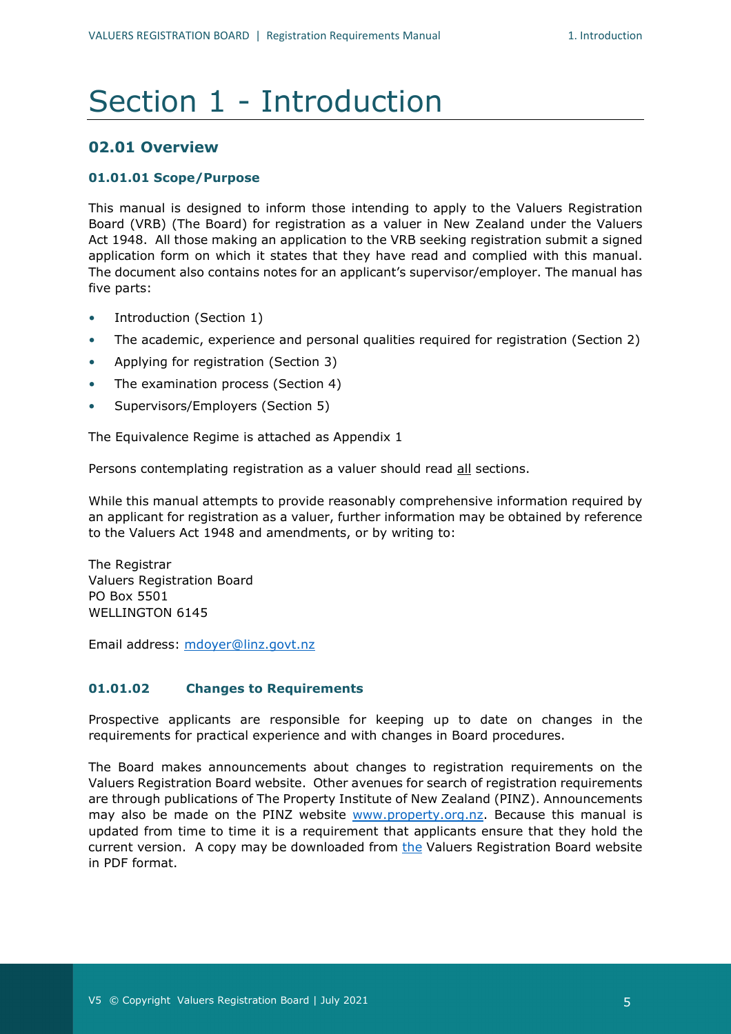# Section 1 - Introduction

## 02.01 Overview

### 01.01.01 Scope/Purpose

This manual is designed to inform those intending to apply to the Valuers Registration Board (VRB) (The Board) for registration as a valuer in New Zealand under the Valuers Act 1948. All those making an application to the VRB seeking registration submit a signed application form on which it states that they have read and complied with this manual. The document also contains notes for an applicant's supervisor/employer. The manual has five parts:

- Introduction (Section 1)
- The academic, experience and personal qualities required for registration (Section 2)
- Applying for registration (Section 3)
- The examination process (Section 4)
- Supervisors/Employers (Section 5)

The Equivalence Regime is attached as Appendix 1

Persons contemplating registration as a valuer should read all sections.

While this manual attempts to provide reasonably comprehensive information required by an applicant for registration as a valuer, further information may be obtained by reference to the Valuers Act 1948 and amendments, or by writing to:

The Registrar
Valuers Registration Board
PO Box 5501
WELLINGTON 6145

Email address: mdoyer@linz.govt.nz

### 01.01.02 Changes to Requirements

Prospective applicants are responsible for keeping up to date on changes in the requirements for practical experience and with changes in Board procedures.

The Board makes announcements about changes to registration requirements on the Valuers Registration Board website. Other avenues for search of registration requirements are through publications of The Property Institute of New Zealand (PINZ). Announcements may also be made on the PINZ website www.property.org.nz. Because this manual is updated from time to time it is a requirement that applicants ensure that they hold the current version. A copy may be downloaded from the Valuers Registration Board website in PDF format.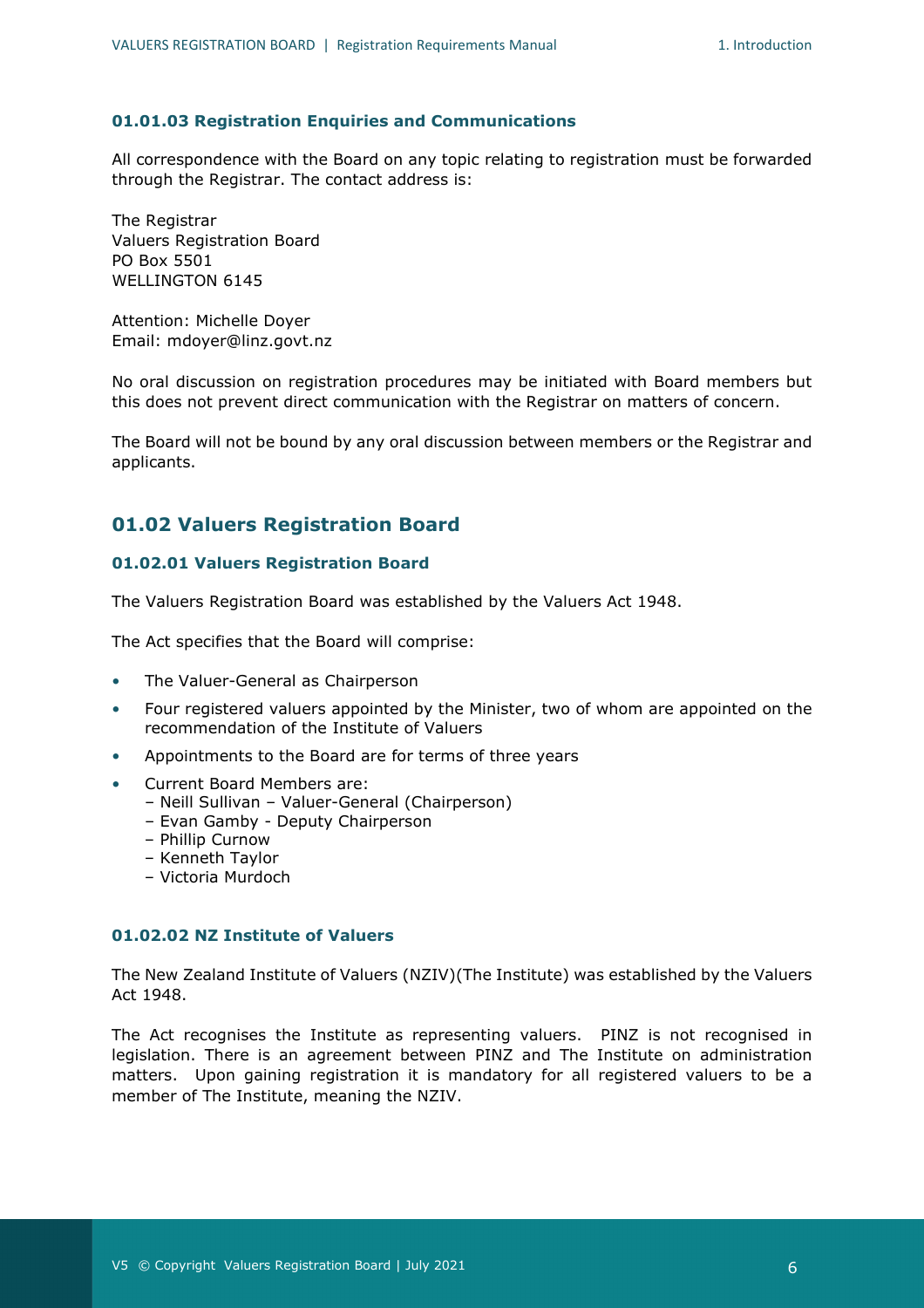### 01.01.03 Registration Enquiries and Communications

All correspondence with the Board on any topic relating to registration must be forwarded through the Registrar. The contact address is:

The Registrar
Valuers Registration Board
PO Box 5501
WELLINGTON 6145

Attention: Michelle Doyer
Email: mdoyer@linz.govt.nz

No oral discussion on registration procedures may be initiated with Board members but this does not prevent direct communication with the Registrar on matters of concern.

The Board will not be bound by any oral discussion between members or the Registrar and applicants.

## 01.02 Valuers Registration Board

### 01.02.01 Valuers Registration Board

The Valuers Registration Board was established by the Valuers Act 1948.

The Act specifies that the Board will comprise:

- The Valuer-General as Chairperson
- Four registered valuers appointed by the Minister, two of whom are appointed on the recommendation of the Institute of Valuers
- Appointments to the Board are for terms of three years
- Current Board Members are:
  – Neill Sullivan – Valuer-General (Chairperson)
  – Evan Gamby - Deputy Chairperson
  – Phillip Curnow
  – Kenneth Taylor
  – Victoria Murdoch

### 01.02.02 NZ Institute of Valuers

The New Zealand Institute of Valuers (NZIV)(The Institute) was established by the Valuers Act 1948.

The Act recognises the Institute as representing valuers. PINZ is not recognised in legislation. There is an agreement between PINZ and The Institute on administration matters. Upon gaining registration it is mandatory for all registered valuers to be a member of The Institute, meaning the NZIV.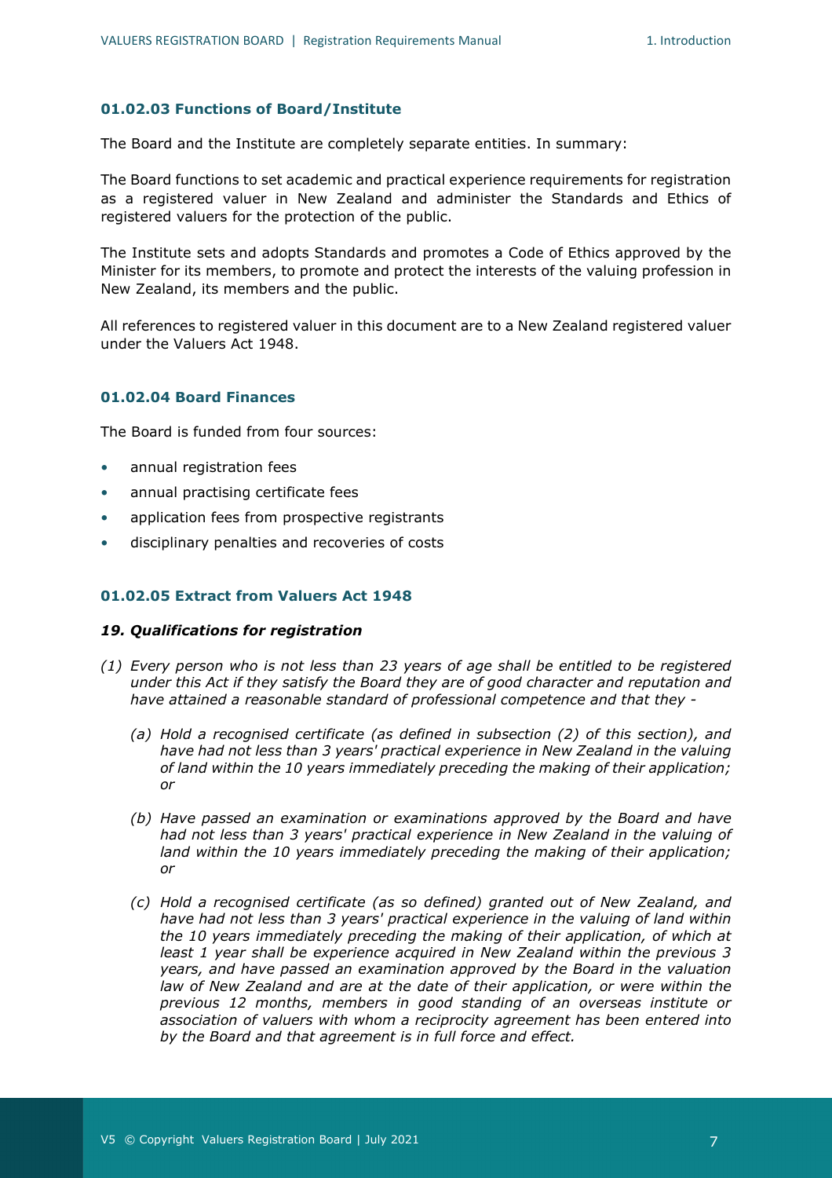### 01.02.03 Functions of Board/Institute

The Board and the Institute are completely separate entities. In summary:

The Board functions to set academic and practical experience requirements for registration as a registered valuer in New Zealand and administer the Standards and Ethics of registered valuers for the protection of the public.

The Institute sets and adopts Standards and promotes a Code of Ethics approved by the Minister for its members, to promote and protect the interests of the valuing profession in New Zealand, its members and the public.

All references to registered valuer in this document are to a New Zealand registered valuer under the Valuers Act 1948.

### 01.02.04 Board Finances

The Board is funded from four sources:

- annual registration fees
- annual practising certificate fees
- application fees from prospective registrants
- disciplinary penalties and recoveries of costs

### 01.02.05 Extract from Valuers Act 1948

***19. Qualifications for registration***

*(1) Every person who is not less than 23 years of age shall be entitled to be registered under this Act if they satisfy the Board they are of good character and reputation and have attained a reasonable standard of professional competence and that they -*

*(a) Hold a recognised certificate (as defined in subsection (2) of this section), and have had not less than 3 years' practical experience in New Zealand in the valuing of land within the 10 years immediately preceding the making of their application; or*

*(b) Have passed an examination or examinations approved by the Board and have had not less than 3 years' practical experience in New Zealand in the valuing of land within the 10 years immediately preceding the making of their application; or*

*(c) Hold a recognised certificate (as so defined) granted out of New Zealand, and have had not less than 3 years' practical experience in the valuing of land within the 10 years immediately preceding the making of their application, of which at least 1 year shall be experience acquired in New Zealand within the previous 3 years, and have passed an examination approved by the Board in the valuation law of New Zealand and are at the date of their application, or were within the previous 12 months, members in good standing of an overseas institute or association of valuers with whom a reciprocity agreement has been entered into by the Board and that agreement is in full force and effect.*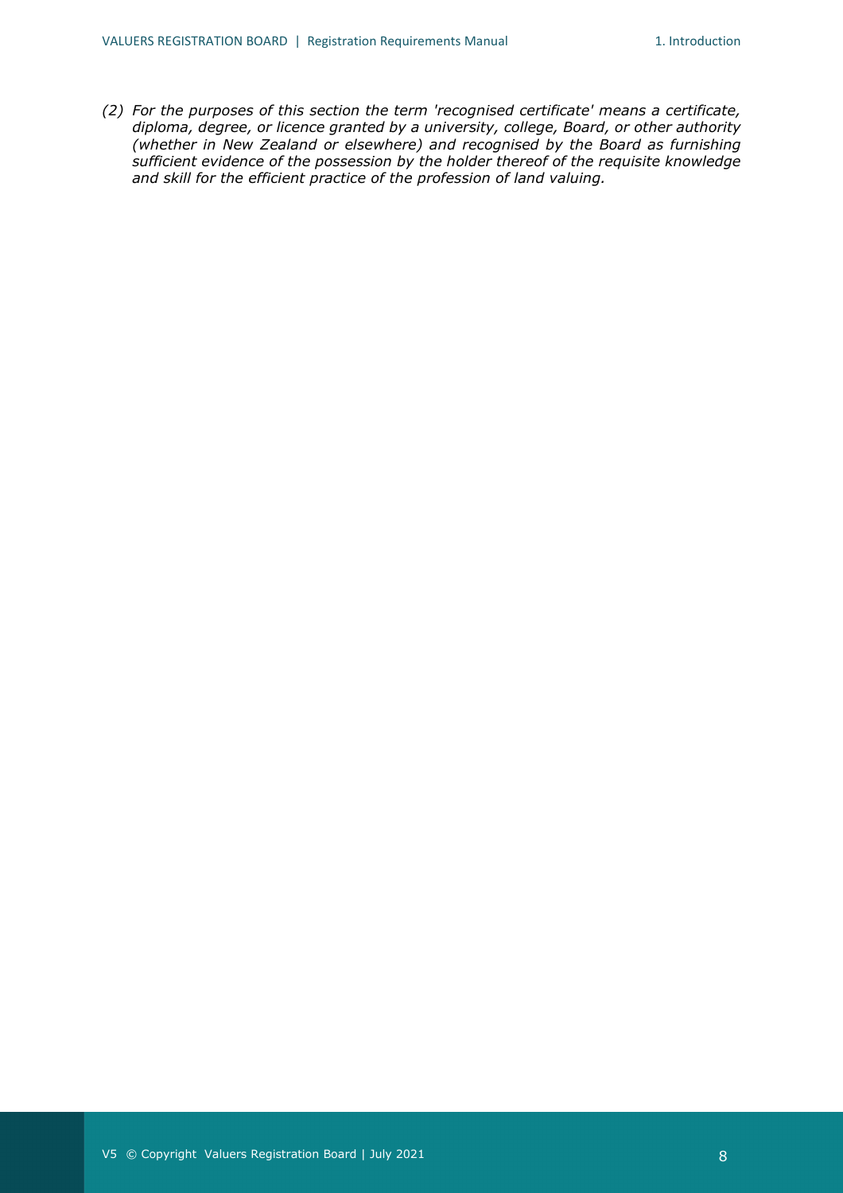*(2) For the purposes of this section the term 'recognised certificate' means a certificate, diploma, degree, or licence granted by a university, college, Board, or other authority (whether in New Zealand or elsewhere) and recognised by the Board as furnishing sufficient evidence of the possession by the holder thereof of the requisite knowledge and skill for the efficient practice of the profession of land valuing.*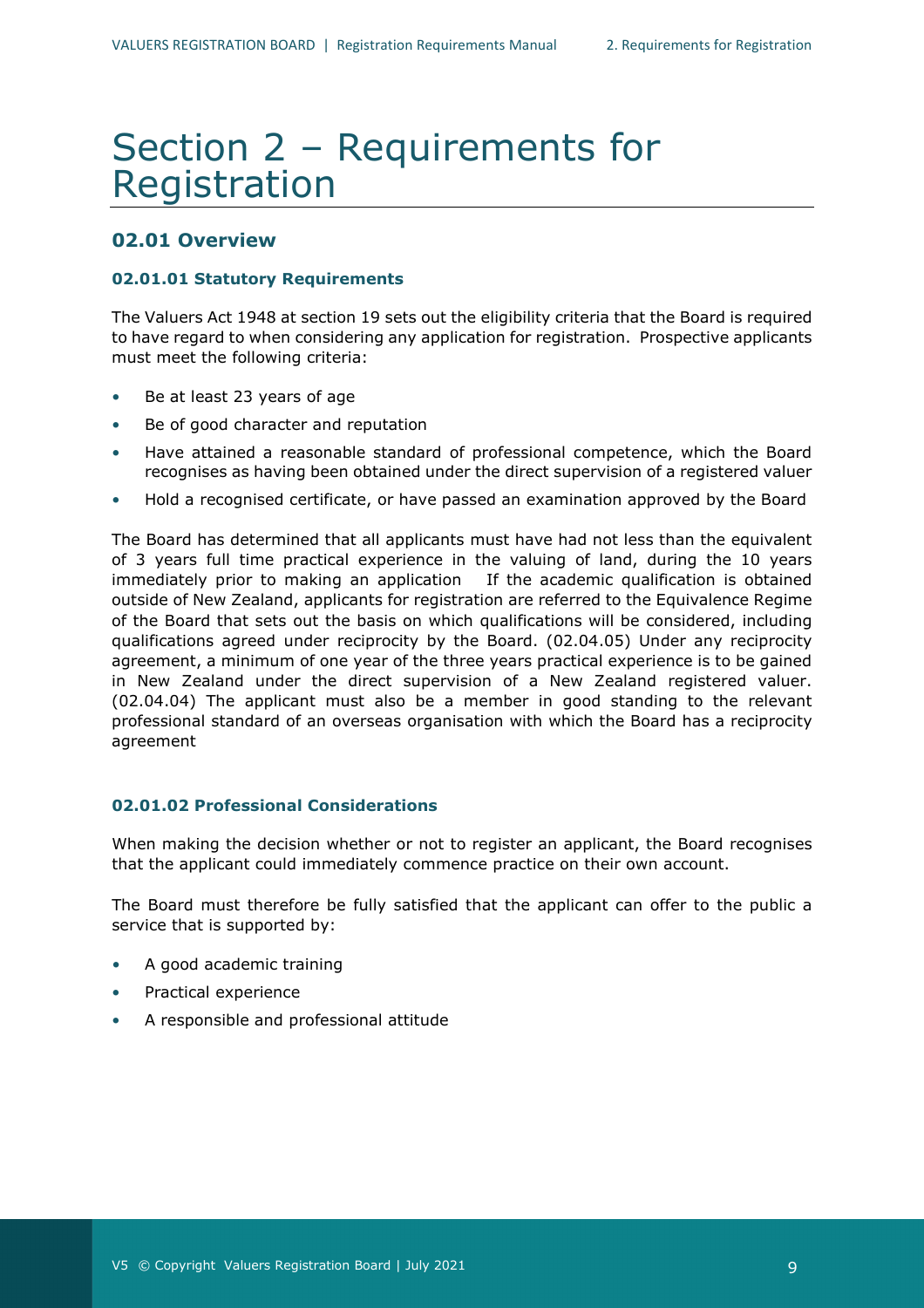# Section 2 – Requirements for Registration

## 02.01 Overview

### 02.01.01 Statutory Requirements

The Valuers Act 1948 at section 19 sets out the eligibility criteria that the Board is required to have regard to when considering any application for registration. Prospective applicants must meet the following criteria:

- Be at least 23 years of age
- Be of good character and reputation
- Have attained a reasonable standard of professional competence, which the Board recognises as having been obtained under the direct supervision of a registered valuer
- Hold a recognised certificate, or have passed an examination approved by the Board

The Board has determined that all applicants must have had not less than the equivalent of 3 years full time practical experience in the valuing of land, during the 10 years immediately prior to making an application If the academic qualification is obtained outside of New Zealand, applicants for registration are referred to the Equivalence Regime of the Board that sets out the basis on which qualifications will be considered, including qualifications agreed under reciprocity by the Board. (02.04.05) Under any reciprocity agreement, a minimum of one year of the three years practical experience is to be gained in New Zealand under the direct supervision of a New Zealand registered valuer. (02.04.04) The applicant must also be a member in good standing to the relevant professional standard of an overseas organisation with which the Board has a reciprocity agreement

### 02.01.02 Professional Considerations

When making the decision whether or not to register an applicant, the Board recognises that the applicant could immediately commence practice on their own account.

The Board must therefore be fully satisfied that the applicant can offer to the public a service that is supported by:

- A good academic training
- Practical experience
- A responsible and professional attitude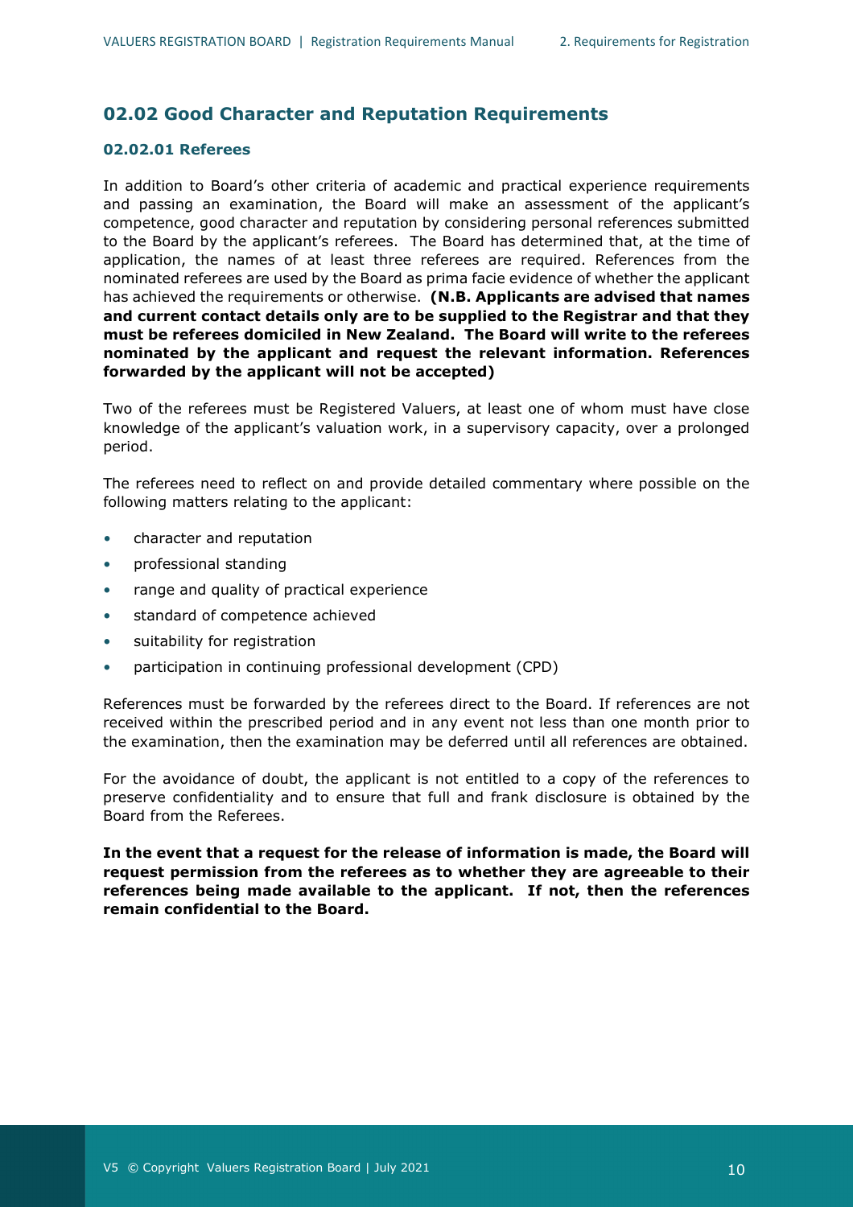## 02.02 Good Character and Reputation Requirements

### 02.02.01 Referees

In addition to Board's other criteria of academic and practical experience requirements and passing an examination, the Board will make an assessment of the applicant's competence, good character and reputation by considering personal references submitted to the Board by the applicant's referees. The Board has determined that, at the time of application, the names of at least three referees are required. References from the nominated referees are used by the Board as prima facie evidence of whether the applicant has achieved the requirements or otherwise. **(N.B. Applicants are advised that names and current contact details only are to be supplied to the Registrar and that they must be referees domiciled in New Zealand. The Board will write to the referees nominated by the applicant and request the relevant information. References forwarded by the applicant will not be accepted)**

Two of the referees must be Registered Valuers, at least one of whom must have close knowledge of the applicant's valuation work, in a supervisory capacity, over a prolonged period.

The referees need to reflect on and provide detailed commentary where possible on the following matters relating to the applicant:

- character and reputation
- professional standing
- range and quality of practical experience
- standard of competence achieved
- suitability for registration
- participation in continuing professional development (CPD)

References must be forwarded by the referees direct to the Board. If references are not received within the prescribed period and in any event not less than one month prior to the examination, then the examination may be deferred until all references are obtained.

For the avoidance of doubt, the applicant is not entitled to a copy of the references to preserve confidentiality and to ensure that full and frank disclosure is obtained by the Board from the Referees.

**In the event that a request for the release of information is made, the Board will request permission from the referees as to whether they are agreeable to their references being made available to the applicant. If not, then the references remain confidential to the Board.**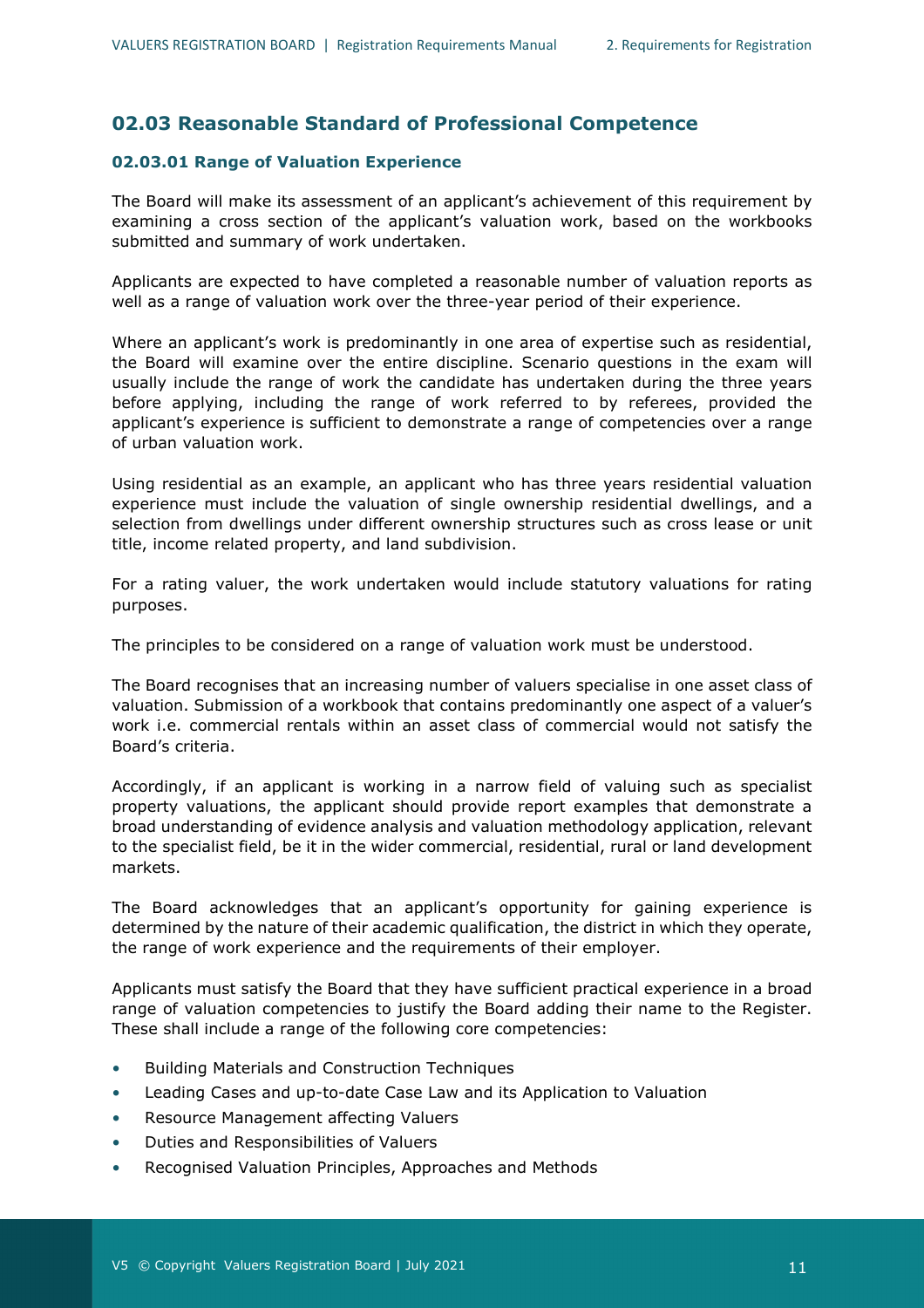## 02.03 Reasonable Standard of Professional Competence

### 02.03.01 Range of Valuation Experience

The Board will make its assessment of an applicant's achievement of this requirement by examining a cross section of the applicant's valuation work, based on the workbooks submitted and summary of work undertaken.

Applicants are expected to have completed a reasonable number of valuation reports as well as a range of valuation work over the three-year period of their experience.

Where an applicant's work is predominantly in one area of expertise such as residential, the Board will examine over the entire discipline. Scenario questions in the exam will usually include the range of work the candidate has undertaken during the three years before applying, including the range of work referred to by referees, provided the applicant's experience is sufficient to demonstrate a range of competencies over a range of urban valuation work.

Using residential as an example, an applicant who has three years residential valuation experience must include the valuation of single ownership residential dwellings, and a selection from dwellings under different ownership structures such as cross lease or unit title, income related property, and land subdivision.

For a rating valuer, the work undertaken would include statutory valuations for rating purposes.

The principles to be considered on a range of valuation work must be understood.

The Board recognises that an increasing number of valuers specialise in one asset class of valuation. Submission of a workbook that contains predominantly one aspect of a valuer's work i.e. commercial rentals within an asset class of commercial would not satisfy the Board's criteria.

Accordingly, if an applicant is working in a narrow field of valuing such as specialist property valuations, the applicant should provide report examples that demonstrate a broad understanding of evidence analysis and valuation methodology application, relevant to the specialist field, be it in the wider commercial, residential, rural or land development markets.

The Board acknowledges that an applicant's opportunity for gaining experience is determined by the nature of their academic qualification, the district in which they operate, the range of work experience and the requirements of their employer.

Applicants must satisfy the Board that they have sufficient practical experience in a broad range of valuation competencies to justify the Board adding their name to the Register. These shall include a range of the following core competencies:

- Building Materials and Construction Techniques
- Leading Cases and up-to-date Case Law and its Application to Valuation
- Resource Management affecting Valuers
- Duties and Responsibilities of Valuers
- Recognised Valuation Principles, Approaches and Methods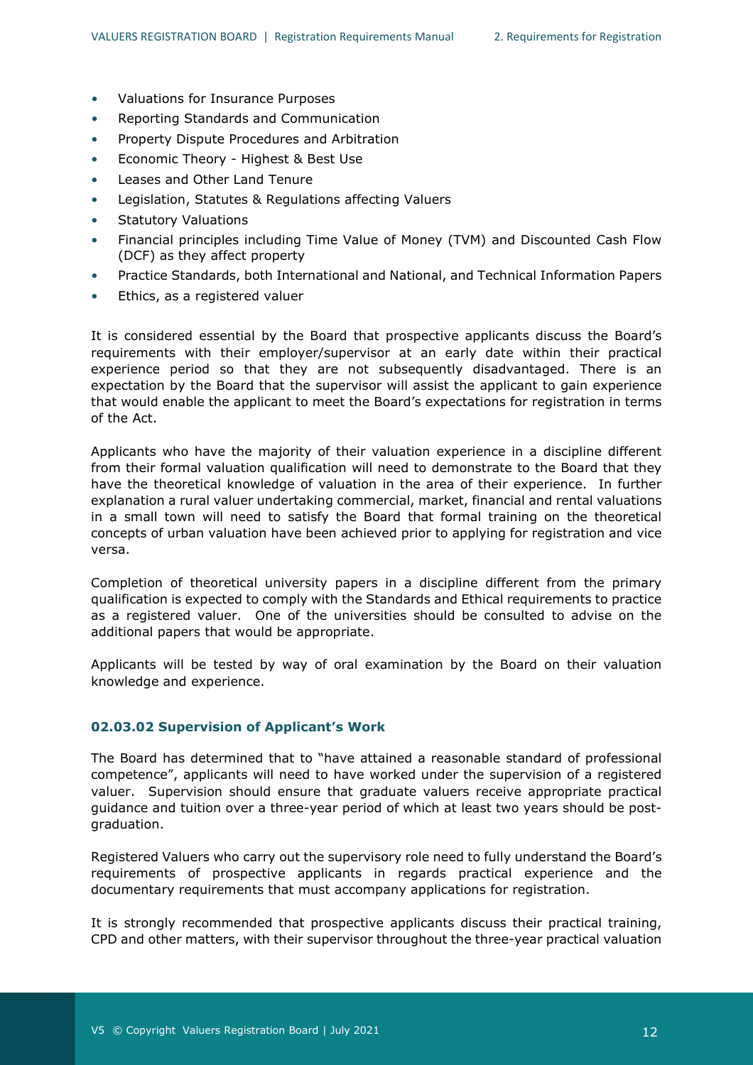- Valuations for Insurance Purposes
- Reporting Standards and Communication
- Property Dispute Procedures and Arbitration
- Economic Theory - Highest & Best Use
- Leases and Other Land Tenure
- Legislation, Statutes & Regulations affecting Valuers
- Statutory Valuations
- Financial principles including Time Value of Money (TVM) and Discounted Cash Flow (DCF) as they affect property
- Practice Standards, both International and National, and Technical Information Papers
- Ethics, as a registered valuer

It is considered essential by the Board that prospective applicants discuss the Board's requirements with their employer/supervisor at an early date within their practical experience period so that they are not subsequently disadvantaged. There is an expectation by the Board that the supervisor will assist the applicant to gain experience that would enable the applicant to meet the Board's expectations for registration in terms of the Act.

Applicants who have the majority of their valuation experience in a discipline different from their formal valuation qualification will need to demonstrate to the Board that they have the theoretical knowledge of valuation in the area of their experience. In further explanation a rural valuer undertaking commercial, market, financial and rental valuations in a small town will need to satisfy the Board that formal training on the theoretical concepts of urban valuation have been achieved prior to applying for registration and vice versa.

Completion of theoretical university papers in a discipline different from the primary qualification is expected to comply with the Standards and Ethical requirements to practice as a registered valuer. One of the universities should be consulted to advise on the additional papers that would be appropriate.

Applicants will be tested by way of oral examination by the Board on their valuation knowledge and experience.

#### 02.03.02 Supervision of Applicant's Work

The Board has determined that to "have attained a reasonable standard of professional competence", applicants will need to have worked under the supervision of a registered valuer. Supervision should ensure that graduate valuers receive appropriate practical guidance and tuition over a three-year period of which at least two years should be post-graduation.

Registered Valuers who carry out the supervisory role need to fully understand the Board's requirements of prospective applicants in regards practical experience and the documentary requirements that must accompany applications for registration.

It is strongly recommended that prospective applicants discuss their practical training, CPD and other matters, with their supervisor throughout the three-year practical valuation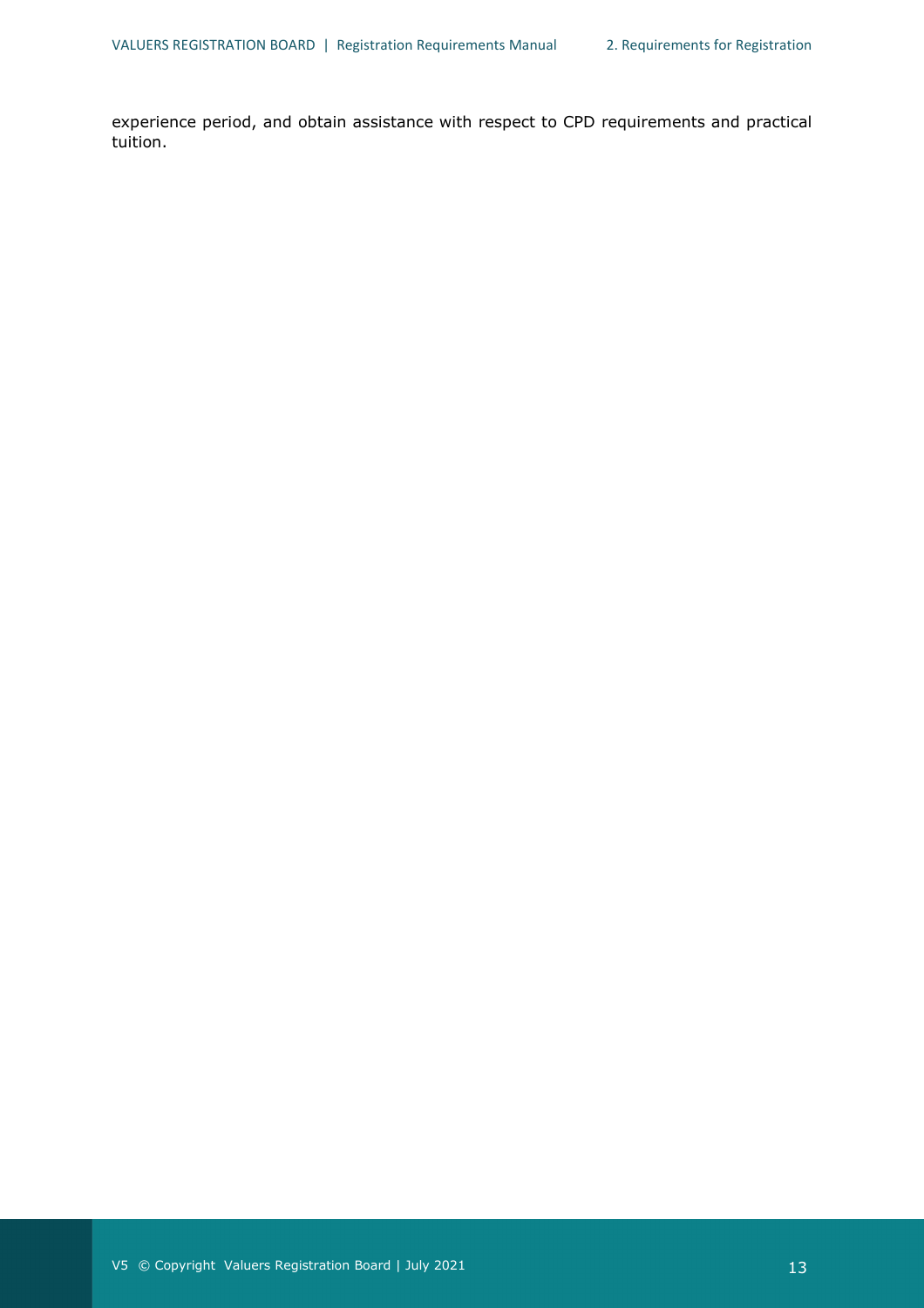experience period, and obtain assistance with respect to CPD requirements and practical tuition.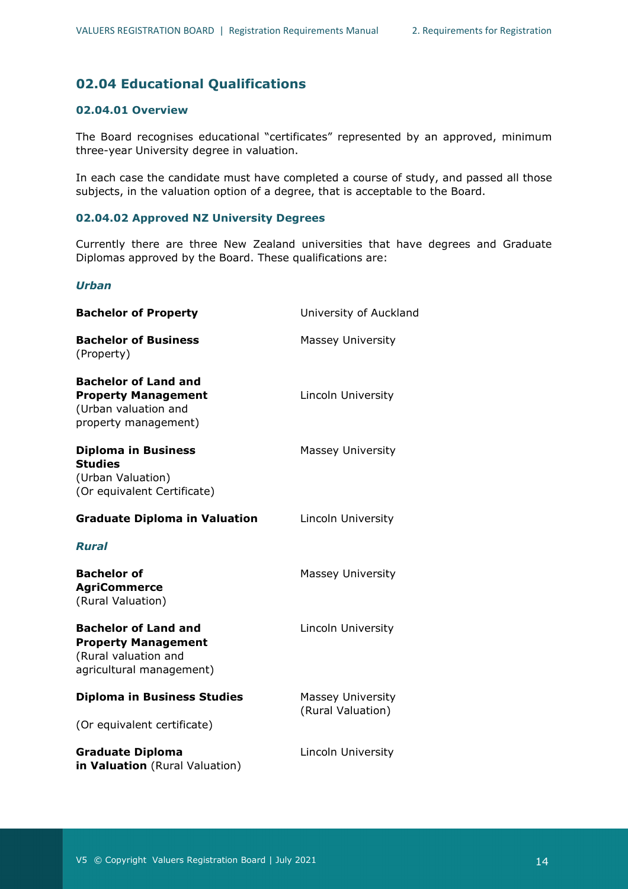## 02.04 Educational Qualifications

### 02.04.01 Overview

The Board recognises educational "certificates" represented by an approved, minimum three-year University degree in valuation.

In each case the candidate must have completed a course of study, and passed all those subjects, in the valuation option of a degree, that is acceptable to the Board.

### 02.04.02 Approved NZ University Degrees

Currently there are three New Zealand universities that have degrees and Graduate Diplomas approved by the Board. These qualifications are:

***Urban***

| Qualification | University |
|---|---|
| **Bachelor of Property** | University of Auckland |
| **Bachelor of Business** (Property) | Massey University |
| **Bachelor of Land and Property Management** (Urban valuation and property management) | Lincoln University |
| **Diploma in Business Studies** (Urban Valuation) (Or equivalent Certificate) | Massey University |
| **Graduate Diploma in Valuation** | Lincoln University |

***Rural***

| Qualification | University |
|---|---|
| **Bachelor of AgriCommerce** (Rural Valuation) | Massey University |
| **Bachelor of Land and Property Management** (Rural valuation and agricultural management) | Lincoln University |
| **Diploma in Business Studies** (Or equivalent certificate) | Massey University (Rural Valuation) |
| **Graduate Diploma in Valuation** (Rural Valuation) | Lincoln University |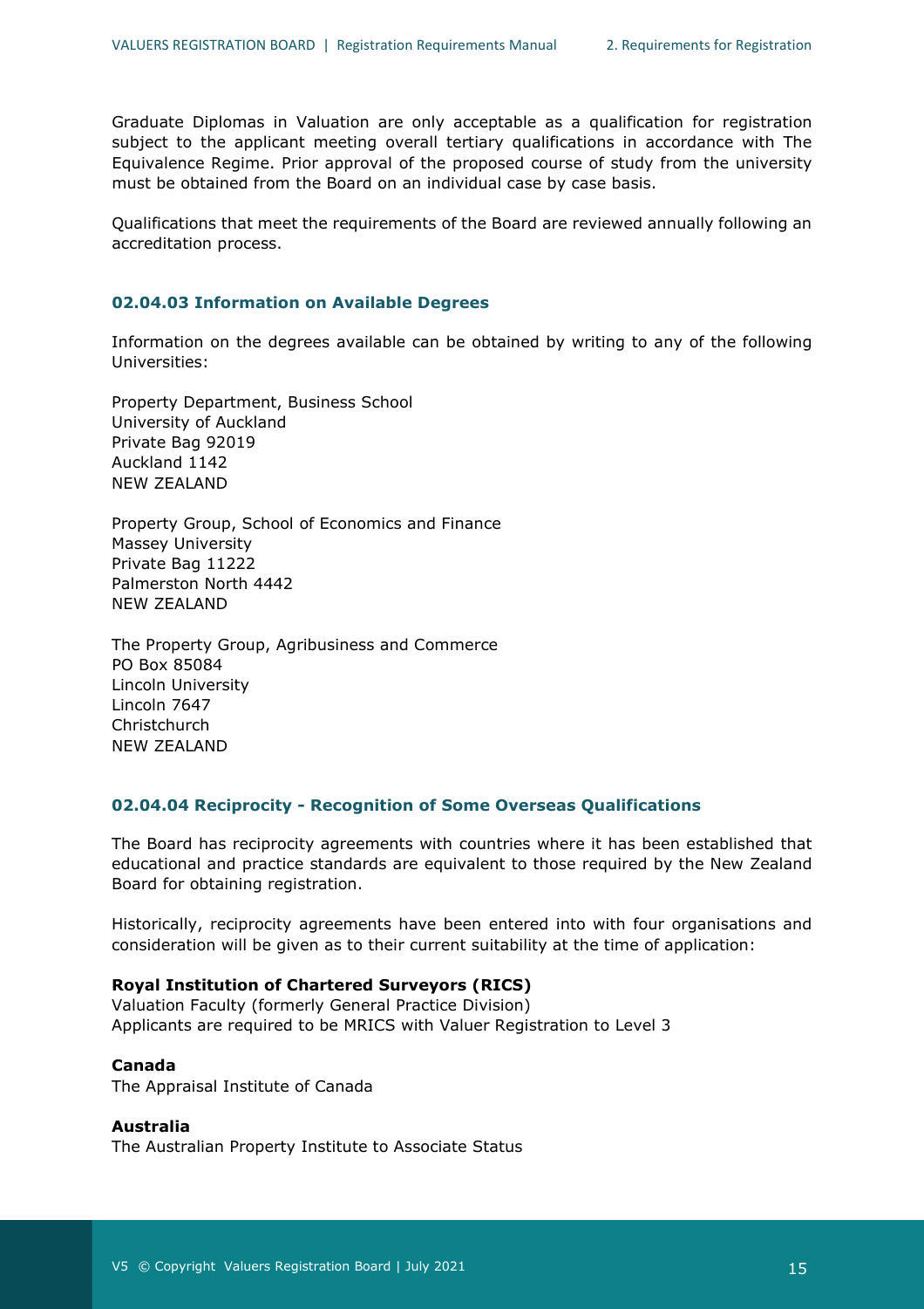Graduate Diplomas in Valuation are only acceptable as a qualification for registration subject to the applicant meeting overall tertiary qualifications in accordance with The Equivalence Regime. Prior approval of the proposed course of study from the university must be obtained from the Board on an individual case by case basis.

Qualifications that meet the requirements of the Board are reviewed annually following an accreditation process.

### 02.04.03 Information on Available Degrees

Information on the degrees available can be obtained by writing to any of the following Universities:

Property Department, Business School
University of Auckland
Private Bag 92019
Auckland 1142
NEW ZEALAND

Property Group, School of Economics and Finance
Massey University
Private Bag 11222
Palmerston North 4442
NEW ZEALAND

The Property Group, Agribusiness and Commerce
PO Box 85084
Lincoln University
Lincoln 7647
Christchurch
NEW ZEALAND

### 02.04.04 Reciprocity - Recognition of Some Overseas Qualifications

The Board has reciprocity agreements with countries where it has been established that educational and practice standards are equivalent to those required by the New Zealand Board for obtaining registration.

Historically, reciprocity agreements have been entered into with four organisations and consideration will be given as to their current suitability at the time of application:

**Royal Institution of Chartered Surveyors (RICS)**
Valuation Faculty (formerly General Practice Division)
Applicants are required to be MRICS with Valuer Registration to Level 3

**Canada**
The Appraisal Institute of Canada

**Australia**
The Australian Property Institute to Associate Status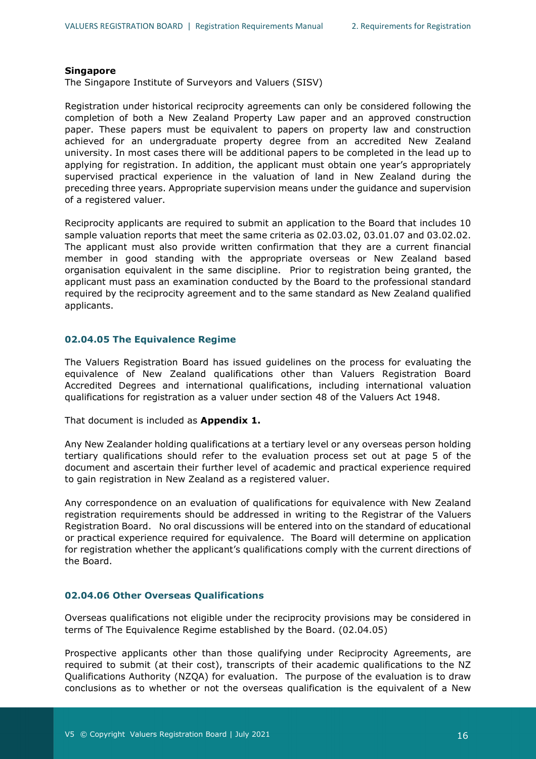**Singapore**
The Singapore Institute of Surveyors and Valuers (SISV)

Registration under historical reciprocity agreements can only be considered following the completion of both a New Zealand Property Law paper and an approved construction paper. These papers must be equivalent to papers on property law and construction achieved for an undergraduate property degree from an accredited New Zealand university. In most cases there will be additional papers to be completed in the lead up to applying for registration. In addition, the applicant must obtain one year's appropriately supervised practical experience in the valuation of land in New Zealand during the preceding three years. Appropriate supervision means under the guidance and supervision of a registered valuer.

Reciprocity applicants are required to submit an application to the Board that includes 10 sample valuation reports that meet the same criteria as 02.03.02, 03.01.07 and 03.02.02. The applicant must also provide written confirmation that they are a current financial member in good standing with the appropriate overseas or New Zealand based organisation equivalent in the same discipline. Prior to registration being granted, the applicant must pass an examination conducted by the Board to the professional standard required by the reciprocity agreement and to the same standard as New Zealand qualified applicants.

### 02.04.05 The Equivalence Regime

The Valuers Registration Board has issued guidelines on the process for evaluating the equivalence of New Zealand qualifications other than Valuers Registration Board Accredited Degrees and international qualifications, including international valuation qualifications for registration as a valuer under section 48 of the Valuers Act 1948.

That document is included as **Appendix 1.**

Any New Zealander holding qualifications at a tertiary level or any overseas person holding tertiary qualifications should refer to the evaluation process set out at page 5 of the document and ascertain their further level of academic and practical experience required to gain registration in New Zealand as a registered valuer.

Any correspondence on an evaluation of qualifications for equivalence with New Zealand registration requirements should be addressed in writing to the Registrar of the Valuers Registration Board. No oral discussions will be entered into on the standard of educational or practical experience required for equivalence. The Board will determine on application for registration whether the applicant's qualifications comply with the current directions of the Board.

### 02.04.06 Other Overseas Qualifications

Overseas qualifications not eligible under the reciprocity provisions may be considered in terms of The Equivalence Regime established by the Board. (02.04.05)

Prospective applicants other than those qualifying under Reciprocity Agreements, are required to submit (at their cost), transcripts of their academic qualifications to the NZ Qualifications Authority (NZQA) for evaluation. The purpose of the evaluation is to draw conclusions as to whether or not the overseas qualification is the equivalent of a New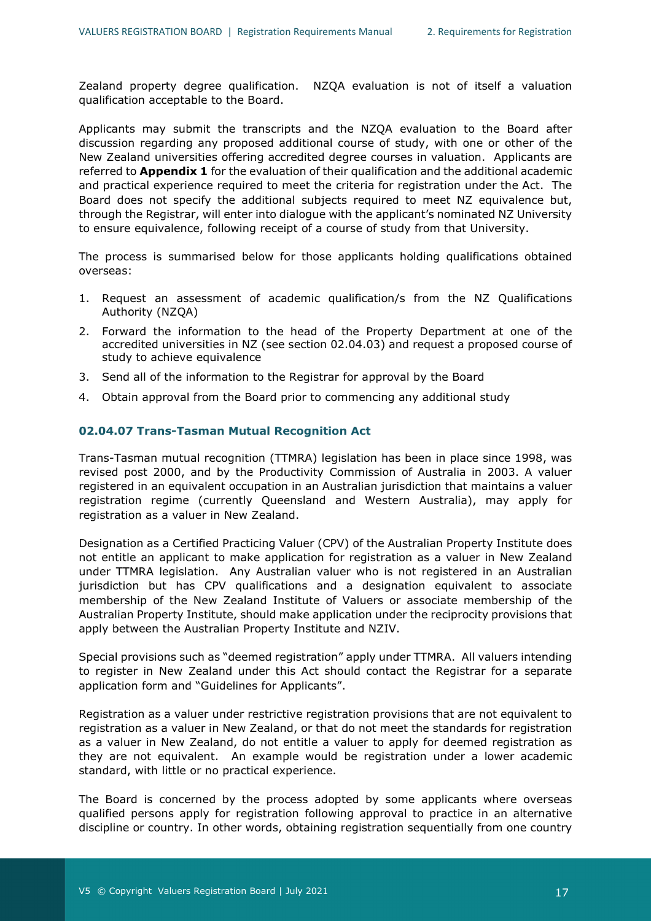Zealand property degree qualification. NZQA evaluation is not of itself a valuation qualification acceptable to the Board.

Applicants may submit the transcripts and the NZQA evaluation to the Board after discussion regarding any proposed additional course of study, with one or other of the New Zealand universities offering accredited degree courses in valuation. Applicants are referred to **Appendix 1** for the evaluation of their qualification and the additional academic and practical experience required to meet the criteria for registration under the Act. The Board does not specify the additional subjects required to meet NZ equivalence but, through the Registrar, will enter into dialogue with the applicant's nominated NZ University to ensure equivalence, following receipt of a course of study from that University.

The process is summarised below for those applicants holding qualifications obtained overseas:

1. Request an assessment of academic qualification/s from the NZ Qualifications Authority (NZQA)
2. Forward the information to the head of the Property Department at one of the accredited universities in NZ (see section 02.04.03) and request a proposed course of study to achieve equivalence
3. Send all of the information to the Registrar for approval by the Board
4. Obtain approval from the Board prior to commencing any additional study

### 02.04.07 Trans-Tasman Mutual Recognition Act

Trans-Tasman mutual recognition (TTMRA) legislation has been in place since 1998, was revised post 2000, and by the Productivity Commission of Australia in 2003. A valuer registered in an equivalent occupation in an Australian jurisdiction that maintains a valuer registration regime (currently Queensland and Western Australia), may apply for registration as a valuer in New Zealand.

Designation as a Certified Practicing Valuer (CPV) of the Australian Property Institute does not entitle an applicant to make application for registration as a valuer in New Zealand under TTMRA legislation. Any Australian valuer who is not registered in an Australian jurisdiction but has CPV qualifications and a designation equivalent to associate membership of the New Zealand Institute of Valuers or associate membership of the Australian Property Institute, should make application under the reciprocity provisions that apply between the Australian Property Institute and NZIV.

Special provisions such as "deemed registration" apply under TTMRA. All valuers intending to register in New Zealand under this Act should contact the Registrar for a separate application form and "Guidelines for Applicants".

Registration as a valuer under restrictive registration provisions that are not equivalent to registration as a valuer in New Zealand, or that do not meet the standards for registration as a valuer in New Zealand, do not entitle a valuer to apply for deemed registration as they are not equivalent. An example would be registration under a lower academic standard, with little or no practical experience.

The Board is concerned by the process adopted by some applicants where overseas qualified persons apply for registration following approval to practice in an alternative discipline or country. In other words, obtaining registration sequentially from one country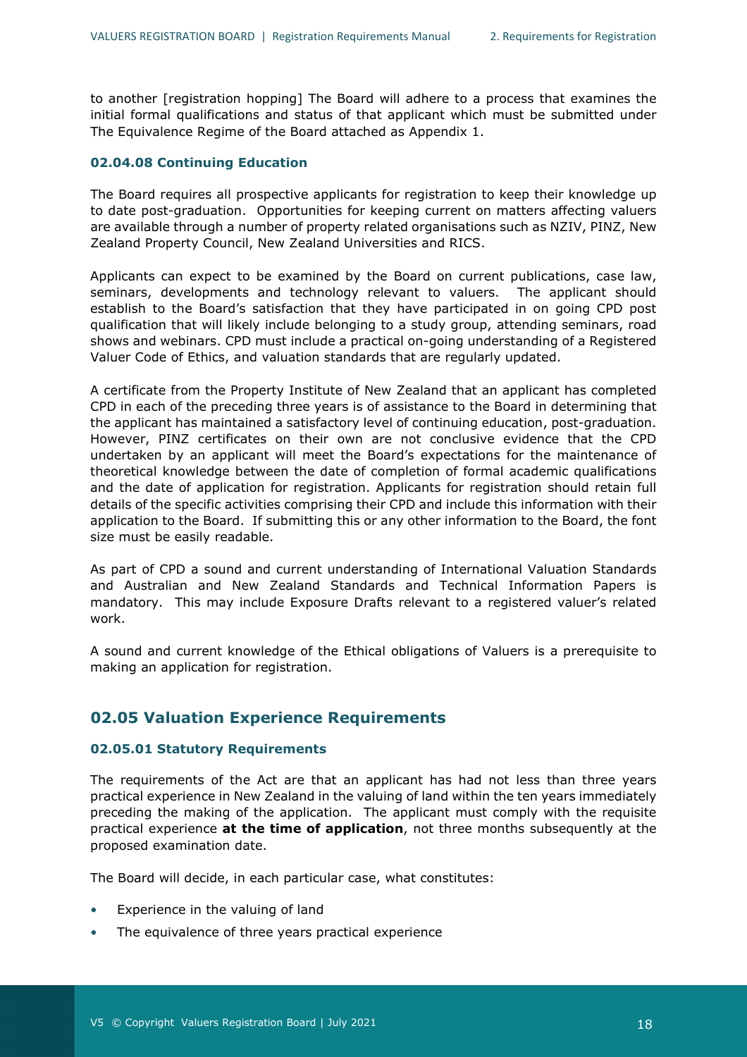to another [registration hopping] The Board will adhere to a process that examines the initial formal qualifications and status of that applicant which must be submitted under The Equivalence Regime of the Board attached as Appendix 1.

#### 02.04.08 Continuing Education

The Board requires all prospective applicants for registration to keep their knowledge up to date post-graduation. Opportunities for keeping current on matters affecting valuers are available through a number of property related organisations such as NZIV, PINZ, New Zealand Property Council, New Zealand Universities and RICS.

Applicants can expect to be examined by the Board on current publications, case law, seminars, developments and technology relevant to valuers. The applicant should establish to the Board's satisfaction that they have participated in on going CPD post qualification that will likely include belonging to a study group, attending seminars, road shows and webinars. CPD must include a practical on-going understanding of a Registered Valuer Code of Ethics, and valuation standards that are regularly updated.

A certificate from the Property Institute of New Zealand that an applicant has completed CPD in each of the preceding three years is of assistance to the Board in determining that the applicant has maintained a satisfactory level of continuing education, post-graduation. However, PINZ certificates on their own are not conclusive evidence that the CPD undertaken by an applicant will meet the Board's expectations for the maintenance of theoretical knowledge between the date of completion of formal academic qualifications and the date of application for registration. Applicants for registration should retain full details of the specific activities comprising their CPD and include this information with their application to the Board. If submitting this or any other information to the Board, the font size must be easily readable.

As part of CPD a sound and current understanding of International Valuation Standards and Australian and New Zealand Standards and Technical Information Papers is mandatory. This may include Exposure Drafts relevant to a registered valuer's related work.

A sound and current knowledge of the Ethical obligations of Valuers is a prerequisite to making an application for registration.

## 02.05 Valuation Experience Requirements

#### 02.05.01 Statutory Requirements

The requirements of the Act are that an applicant has had not less than three years practical experience in New Zealand in the valuing of land within the ten years immediately preceding the making of the application. The applicant must comply with the requisite practical experience **at the time of application**, not three months subsequently at the proposed examination date.

The Board will decide, in each particular case, what constitutes:

- Experience in the valuing of land
- The equivalence of three years practical experience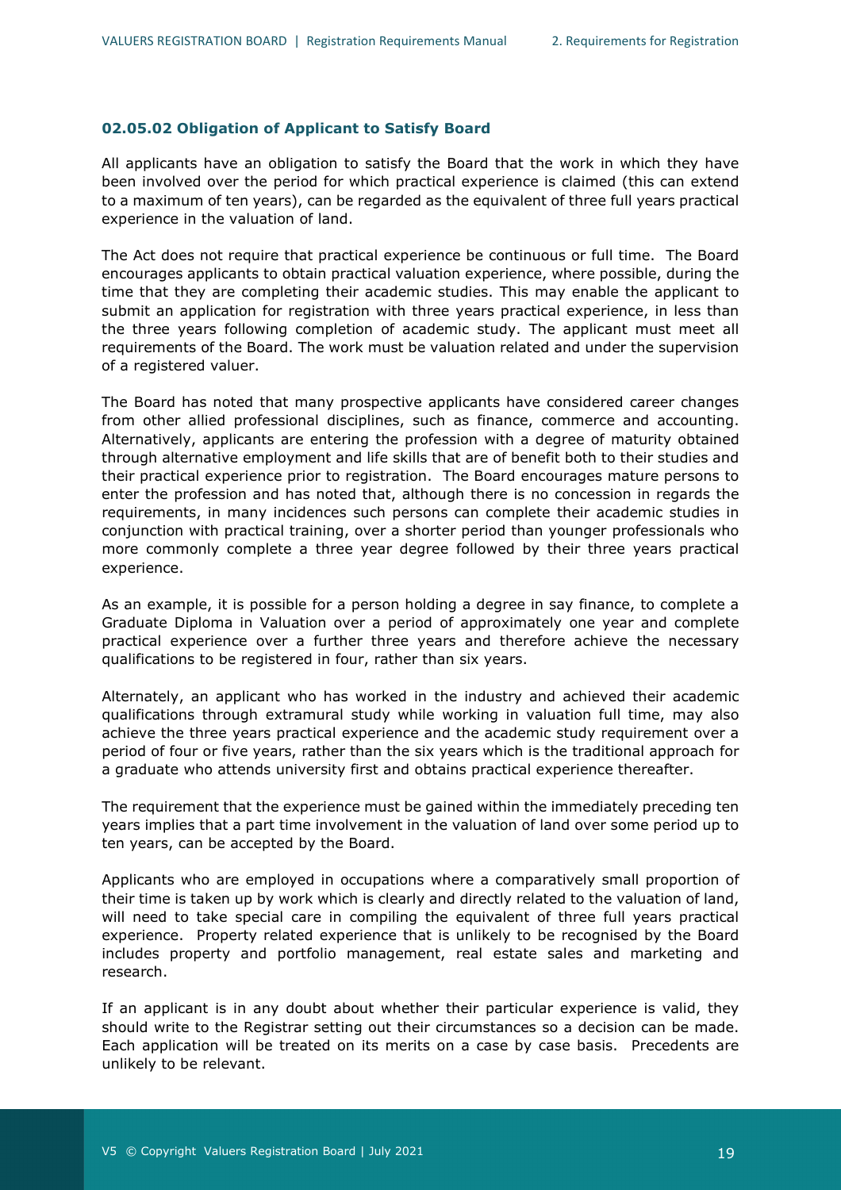### 02.05.02 Obligation of Applicant to Satisfy Board

All applicants have an obligation to satisfy the Board that the work in which they have been involved over the period for which practical experience is claimed (this can extend to a maximum of ten years), can be regarded as the equivalent of three full years practical experience in the valuation of land.

The Act does not require that practical experience be continuous or full time. The Board encourages applicants to obtain practical valuation experience, where possible, during the time that they are completing their academic studies. This may enable the applicant to submit an application for registration with three years practical experience, in less than the three years following completion of academic study. The applicant must meet all requirements of the Board. The work must be valuation related and under the supervision of a registered valuer.

The Board has noted that many prospective applicants have considered career changes from other allied professional disciplines, such as finance, commerce and accounting. Alternatively, applicants are entering the profession with a degree of maturity obtained through alternative employment and life skills that are of benefit both to their studies and their practical experience prior to registration. The Board encourages mature persons to enter the profession and has noted that, although there is no concession in regards the requirements, in many incidences such persons can complete their academic studies in conjunction with practical training, over a shorter period than younger professionals who more commonly complete a three year degree followed by their three years practical experience.

As an example, it is possible for a person holding a degree in say finance, to complete a Graduate Diploma in Valuation over a period of approximately one year and complete practical experience over a further three years and therefore achieve the necessary qualifications to be registered in four, rather than six years.

Alternately, an applicant who has worked in the industry and achieved their academic qualifications through extramural study while working in valuation full time, may also achieve the three years practical experience and the academic study requirement over a period of four or five years, rather than the six years which is the traditional approach for a graduate who attends university first and obtains practical experience thereafter.

The requirement that the experience must be gained within the immediately preceding ten years implies that a part time involvement in the valuation of land over some period up to ten years, can be accepted by the Board.

Applicants who are employed in occupations where a comparatively small proportion of their time is taken up by work which is clearly and directly related to the valuation of land, will need to take special care in compiling the equivalent of three full years practical experience. Property related experience that is unlikely to be recognised by the Board includes property and portfolio management, real estate sales and marketing and research.

If an applicant is in any doubt about whether their particular experience is valid, they should write to the Registrar setting out their circumstances so a decision can be made. Each application will be treated on its merits on a case by case basis. Precedents are unlikely to be relevant.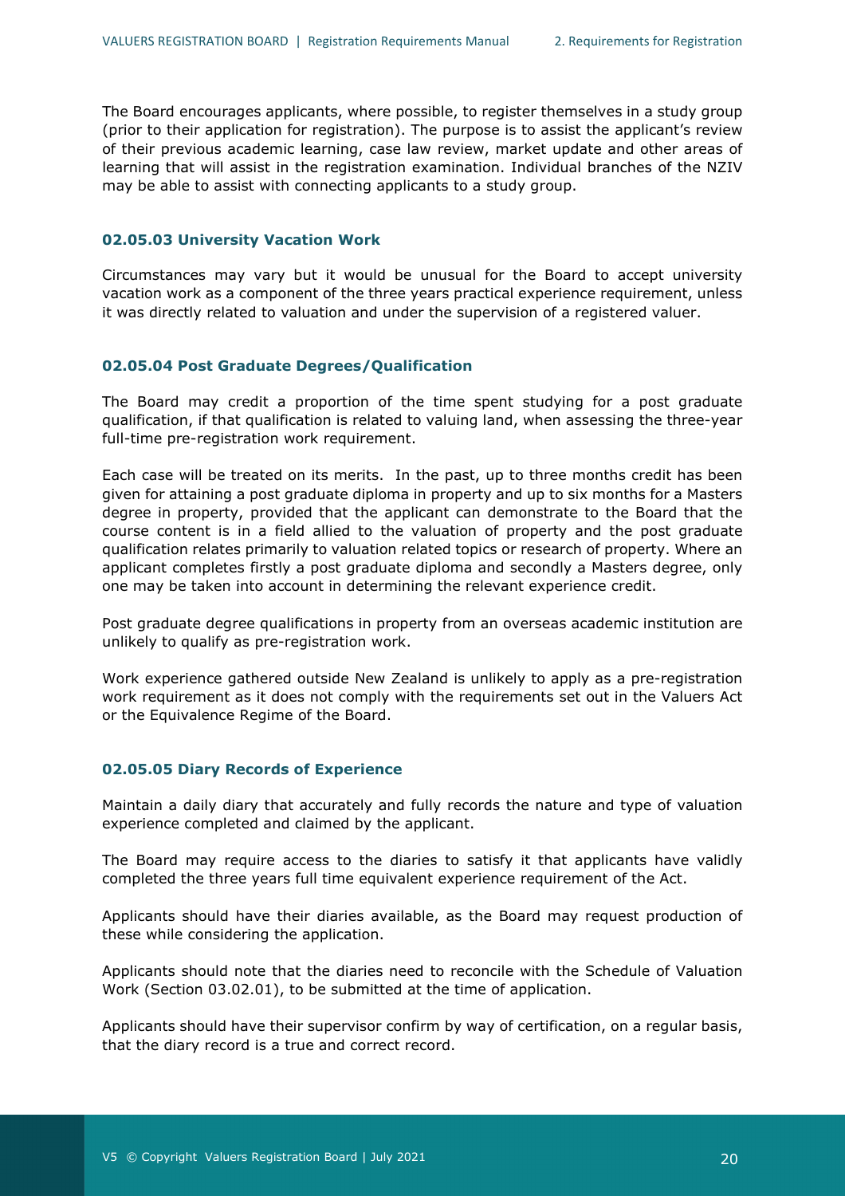The Board encourages applicants, where possible, to register themselves in a study group (prior to their application for registration). The purpose is to assist the applicant's review of their previous academic learning, case law review, market update and other areas of learning that will assist in the registration examination. Individual branches of the NZIV may be able to assist with connecting applicants to a study group.

#### 02.05.03 University Vacation Work

Circumstances may vary but it would be unusual for the Board to accept university vacation work as a component of the three years practical experience requirement, unless it was directly related to valuation and under the supervision of a registered valuer.

#### 02.05.04 Post Graduate Degrees/Qualification

The Board may credit a proportion of the time spent studying for a post graduate qualification, if that qualification is related to valuing land, when assessing the three-year full-time pre-registration work requirement.

Each case will be treated on its merits. In the past, up to three months credit has been given for attaining a post graduate diploma in property and up to six months for a Masters degree in property, provided that the applicant can demonstrate to the Board that the course content is in a field allied to the valuation of property and the post graduate qualification relates primarily to valuation related topics or research of property. Where an applicant completes firstly a post graduate diploma and secondly a Masters degree, only one may be taken into account in determining the relevant experience credit.

Post graduate degree qualifications in property from an overseas academic institution are unlikely to qualify as pre-registration work.

Work experience gathered outside New Zealand is unlikely to apply as a pre-registration work requirement as it does not comply with the requirements set out in the Valuers Act or the Equivalence Regime of the Board.

#### 02.05.05 Diary Records of Experience

Maintain a daily diary that accurately and fully records the nature and type of valuation experience completed and claimed by the applicant.

The Board may require access to the diaries to satisfy it that applicants have validly completed the three years full time equivalent experience requirement of the Act.

Applicants should have their diaries available, as the Board may request production of these while considering the application.

Applicants should note that the diaries need to reconcile with the Schedule of Valuation Work (Section 03.02.01), to be submitted at the time of application.

Applicants should have their supervisor confirm by way of certification, on a regular basis, that the diary record is a true and correct record.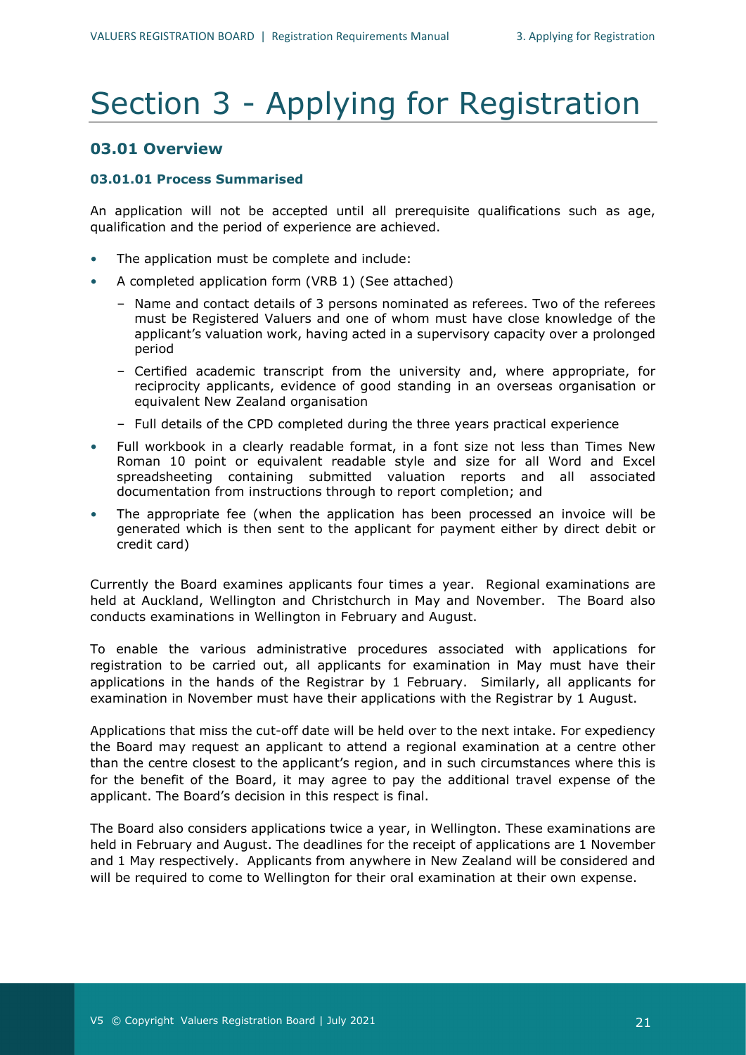# Section 3 - Applying for Registration

## 03.01 Overview

### 03.01.01 Process Summarised

An application will not be accepted until all prerequisite qualifications such as age, qualification and the period of experience are achieved.

- The application must be complete and include:
- A completed application form (VRB 1) (See attached)
  - Name and contact details of 3 persons nominated as referees. Two of the referees must be Registered Valuers and one of whom must have close knowledge of the applicant's valuation work, having acted in a supervisory capacity over a prolonged period
  - Certified academic transcript from the university and, where appropriate, for reciprocity applicants, evidence of good standing in an overseas organisation or equivalent New Zealand organisation
  - Full details of the CPD completed during the three years practical experience
- Full workbook in a clearly readable format, in a font size not less than Times New Roman 10 point or equivalent readable style and size for all Word and Excel spreadsheeting containing submitted valuation reports and all associated documentation from instructions through to report completion; and
- The appropriate fee (when the application has been processed an invoice will be generated which is then sent to the applicant for payment either by direct debit or credit card)

Currently the Board examines applicants four times a year. Regional examinations are held at Auckland, Wellington and Christchurch in May and November. The Board also conducts examinations in Wellington in February and August.

To enable the various administrative procedures associated with applications for registration to be carried out, all applicants for examination in May must have their applications in the hands of the Registrar by 1 February. Similarly, all applicants for examination in November must have their applications with the Registrar by 1 August.

Applications that miss the cut-off date will be held over to the next intake. For expediency the Board may request an applicant to attend a regional examination at a centre other than the centre closest to the applicant's region, and in such circumstances where this is for the benefit of the Board, it may agree to pay the additional travel expense of the applicant. The Board's decision in this respect is final.

The Board also considers applications twice a year, in Wellington. These examinations are held in February and August. The deadlines for the receipt of applications are 1 November and 1 May respectively. Applicants from anywhere in New Zealand will be considered and will be required to come to Wellington for their oral examination at their own expense.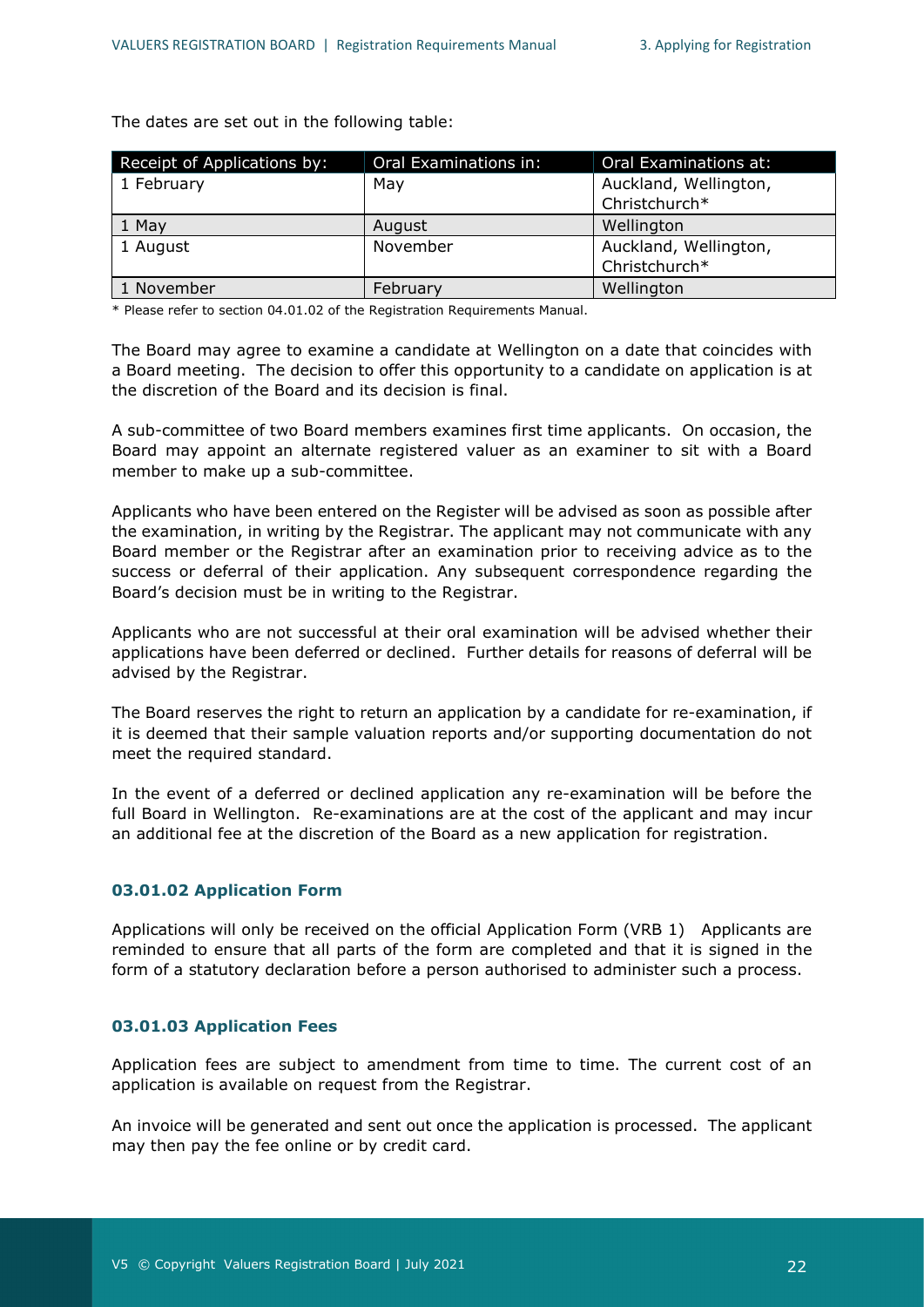The dates are set out in the following table:

| Receipt of Applications by: | Oral Examinations in: | Oral Examinations at: |
|---|---|---|
| 1 February | May | Auckland, Wellington, Christchurch* |
| 1 May | August | Wellington |
| 1 August | November | Auckland, Wellington, Christchurch* |
| 1 November | February | Wellington |

* Please refer to section 04.01.02 of the Registration Requirements Manual.

The Board may agree to examine a candidate at Wellington on a date that coincides with a Board meeting. The decision to offer this opportunity to a candidate on application is at the discretion of the Board and its decision is final.

A sub-committee of two Board members examines first time applicants. On occasion, the Board may appoint an alternate registered valuer as an examiner to sit with a Board member to make up a sub-committee.

Applicants who have been entered on the Register will be advised as soon as possible after the examination, in writing by the Registrar. The applicant may not communicate with any Board member or the Registrar after an examination prior to receiving advice as to the success or deferral of their application. Any subsequent correspondence regarding the Board's decision must be in writing to the Registrar.

Applicants who are not successful at their oral examination will be advised whether their applications have been deferred or declined. Further details for reasons of deferral will be advised by the Registrar.

The Board reserves the right to return an application by a candidate for re-examination, if it is deemed that their sample valuation reports and/or supporting documentation do not meet the required standard.

In the event of a deferred or declined application any re-examination will be before the full Board in Wellington. Re-examinations are at the cost of the applicant and may incur an additional fee at the discretion of the Board as a new application for registration.

### 03.01.02 Application Form

Applications will only be received on the official Application Form (VRB 1) Applicants are reminded to ensure that all parts of the form are completed and that it is signed in the form of a statutory declaration before a person authorised to administer such a process.

### 03.01.03 Application Fees

Application fees are subject to amendment from time to time. The current cost of an application is available on request from the Registrar.

An invoice will be generated and sent out once the application is processed. The applicant may then pay the fee online or by credit card.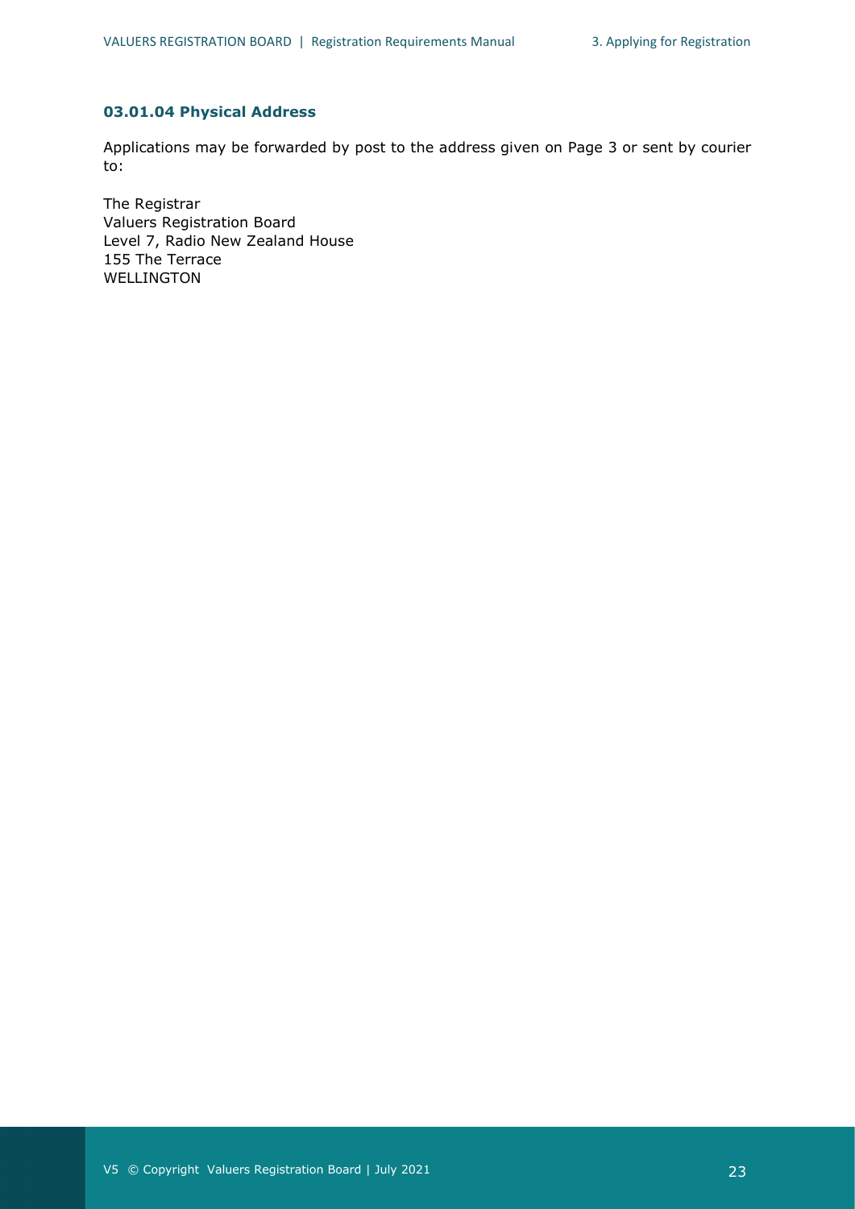### 03.01.04 Physical Address

Applications may be forwarded by post to the address given on Page 3 or sent by courier to:

The Registrar  
Valuers Registration Board  
Level 7, Radio New Zealand House  
155 The Terrace  
WELLINGTON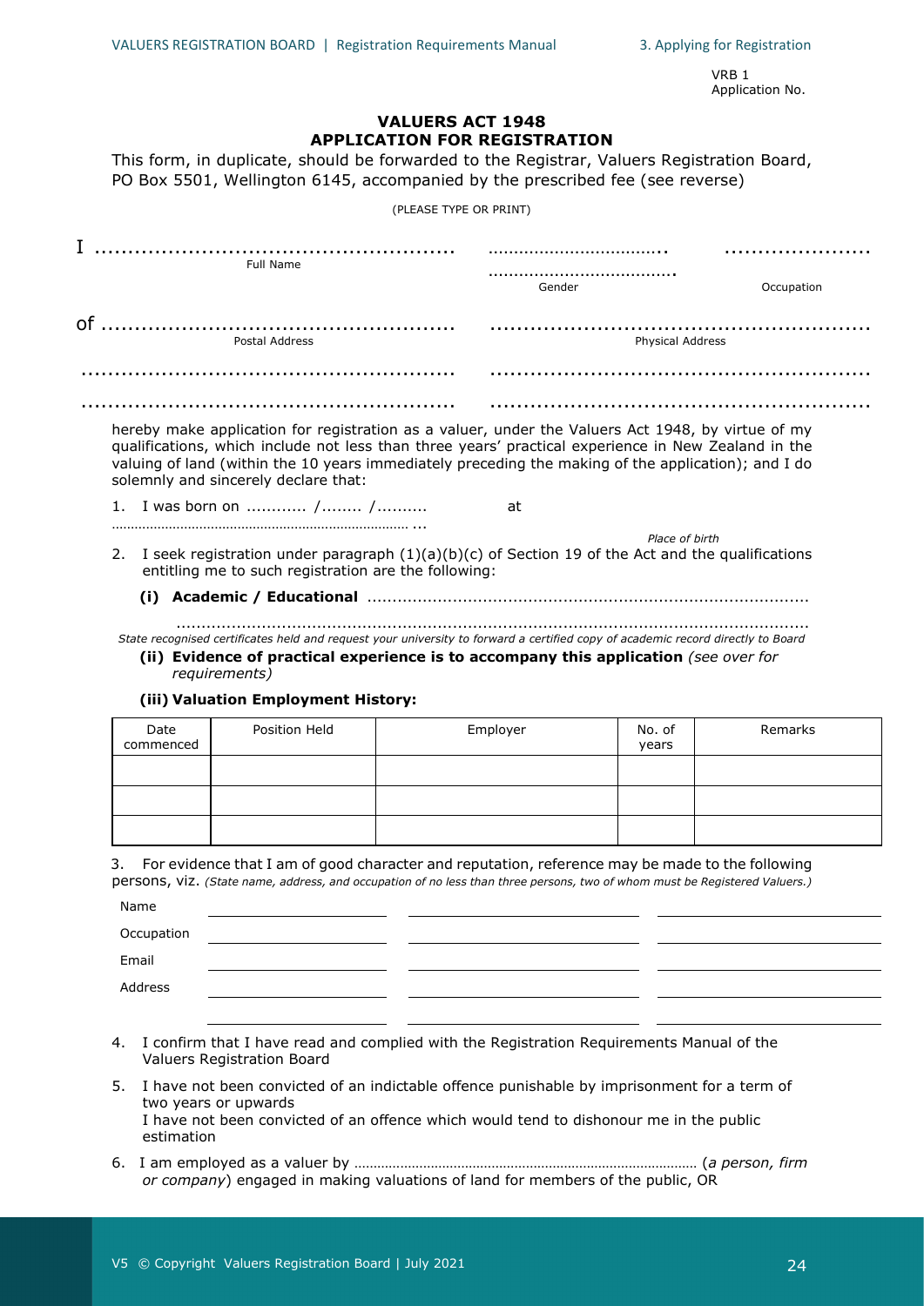VRB 1
Application No.

# VALUERS ACT 1948
## APPLICATION FOR REGISTRATION

This form, in duplicate, should be forwarded to the Registrar, Valuers Registration Board, PO Box 5501, Wellington 6145, accompanied by the prescribed fee (see reverse)

(PLEASE TYPE OR PRINT)

I ....................................................... .................................... ......................
Full Name ..................................... Gender Occupation

of ....................................................... .........................................................
Postal Address Physical Address

....................................................... .........................................................

....................................................... .........................................................

hereby make application for registration as a valuer, under the Valuers Act 1948, by virtue of my qualifications, which include not less than three years' practical experience in New Zealand in the valuing of land (within the 10 years immediately preceding the making of the application); and I do solemnly and sincerely declare that:

1. I was born on ............ /........ /.......... at ............................................................................
   *Place of birth*
2. I seek registration under paragraph (1)(a)(b)(c) of Section 19 of the Act and the qualifications entitling me to such registration are the following:
   - **(i) Academic / Educational** ........................................................................................

     ..........................................................................................................................

*State recognised certificates held and request your university to forward a certified copy of academic record directly to Board*

   - **(ii) Evidence of practical experience is to accompany this application** *(see over for requirements)*
   - **(iii) Valuation Employment History:**

| Date commenced | Position Held | Employer | No. of years | Remarks |
|---|---|---|---|---|
| | | | | |
| | | | | |
| | | | | |

3. For evidence that I am of good character and reputation, reference may be made to the following persons, viz. *(State name, address, and occupation of no less than three persons, two of whom must be Registered Valuers.)*

| | | | |
|---|---|---|---|
| Name | | | |
| Occupation | | | |
| Email | | | |
| Address | | | |
| | | | |

4. I confirm that I have read and complied with the Registration Requirements Manual of the Valuers Registration Board
5. I have not been convicted of an indictable offence punishable by imprisonment for a term of two years or upwards
   I have not been convicted of an offence which would tend to dishonour me in the public estimation
6. I am employed as a valuer by ....................................................................................... (*a person, firm or company*) engaged in making valuations of land for members of the public, OR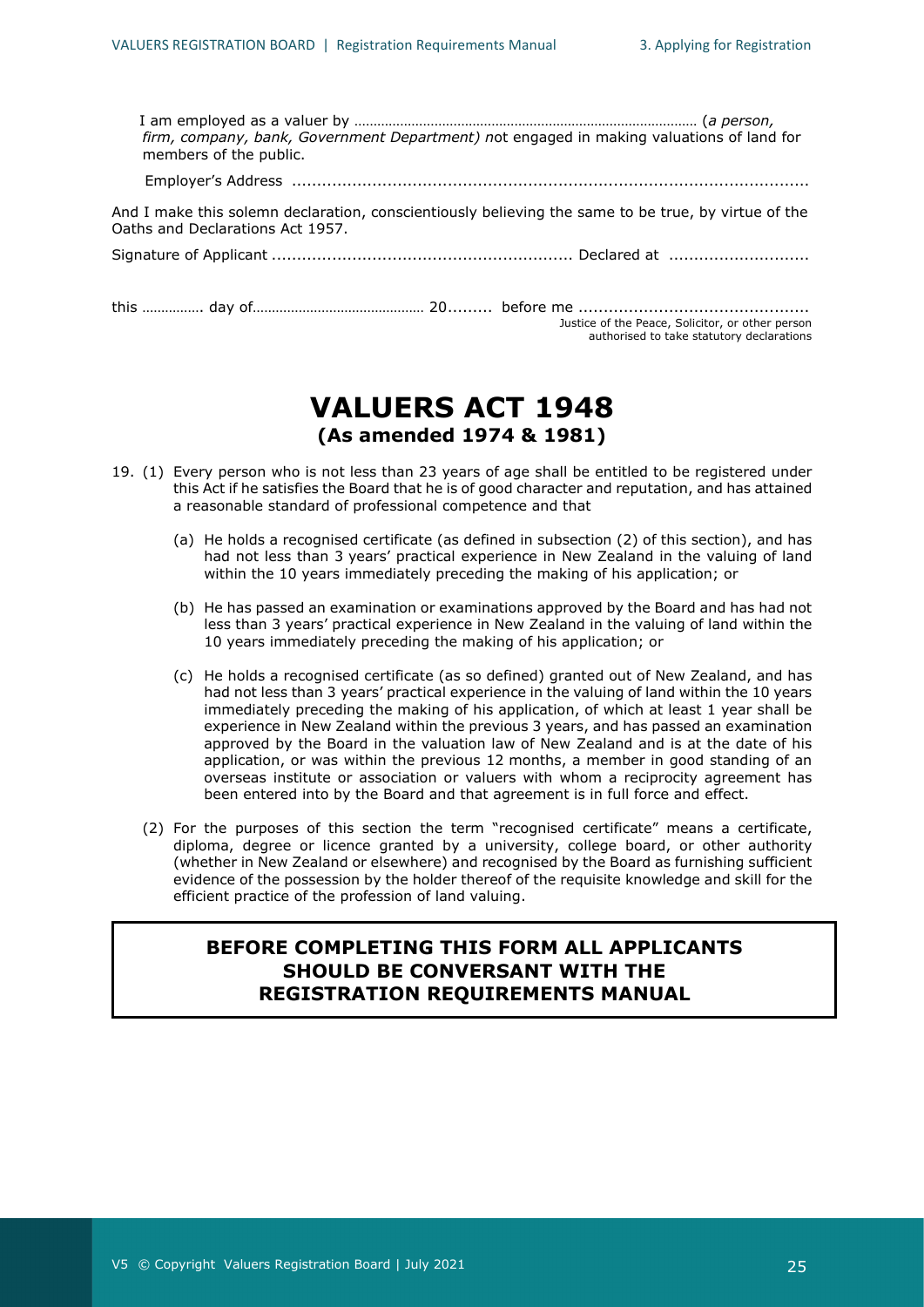I am employed as a valuer by ……………………………………………………………………………… (*a person, firm, company, bank, Government Department) n*ot engaged in making valuations of land for members of the public.

Employer's Address .......................................................................................................

And I make this solemn declaration, conscientiously believing the same to be true, by virtue of the Oaths and Declarations Act 1957.

Signature of Applicant ........................................................... Declared at ...........................

this ……………. day of……………………………………… 20......... before me .............................................

Justice of the Peace, Solicitor, or other person authorised to take statutory declarations

# VALUERS ACT 1948

## (As amended 1974 & 1981)

19. (1) Every person who is not less than 23 years of age shall be entitled to be registered under this Act if he satisfies the Board that he is of good character and reputation, and has attained a reasonable standard of professional competence and that

    (a) He holds a recognised certificate (as defined in subsection (2) of this section), and has had not less than 3 years' practical experience in New Zealand in the valuing of land within the 10 years immediately preceding the making of his application; or

    (b) He has passed an examination or examinations approved by the Board and has had not less than 3 years' practical experience in New Zealand in the valuing of land within the 10 years immediately preceding the making of his application; or

    (c) He holds a recognised certificate (as so defined) granted out of New Zealand, and has had not less than 3 years' practical experience in the valuing of land within the 10 years immediately preceding the making of his application, of which at least 1 year shall be experience in New Zealand within the previous 3 years, and has passed an examination approved by the Board in the valuation law of New Zealand and is at the date of his application, or was within the previous 12 months, a member in good standing of an overseas institute or association or valuers with whom a reciprocity agreement has been entered into by the Board and that agreement is in full force and effect.

    (2) For the purposes of this section the term "recognised certificate" means a certificate, diploma, degree or licence granted by a university, college board, or other authority (whether in New Zealand or elsewhere) and recognised by the Board as furnishing sufficient evidence of the possession by the holder thereof of the requisite knowledge and skill for the efficient practice of the profession of land valuing.

**BEFORE COMPLETING THIS FORM ALL APPLICANTS SHOULD BE CONVERSANT WITH THE REGISTRATION REQUIREMENTS MANUAL**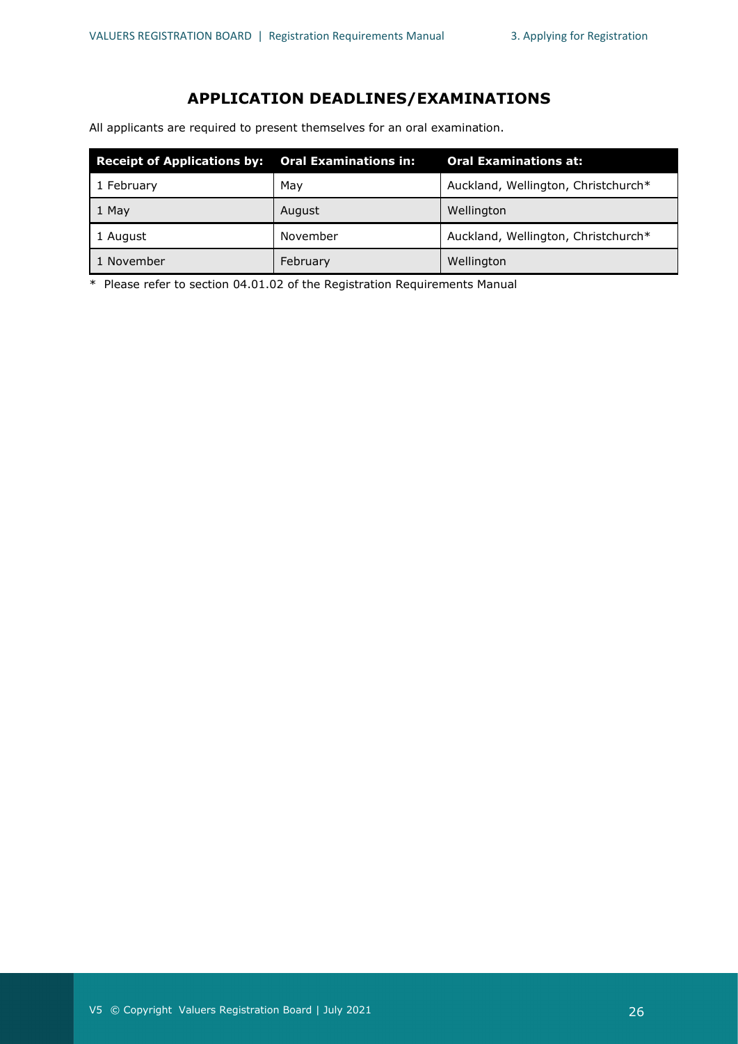## APPLICATION DEADLINES/EXAMINATIONS

All applicants are required to present themselves for an oral examination.

| Receipt of Applications by: | Oral Examinations in: | Oral Examinations at: |
|---|---|---|
| 1 February | May | Auckland, Wellington, Christchurch* |
| 1 May | August | Wellington |
| 1 August | November | Auckland, Wellington, Christchurch* |
| 1 November | February | Wellington |

* Please refer to section 04.01.02 of the Registration Requirements Manual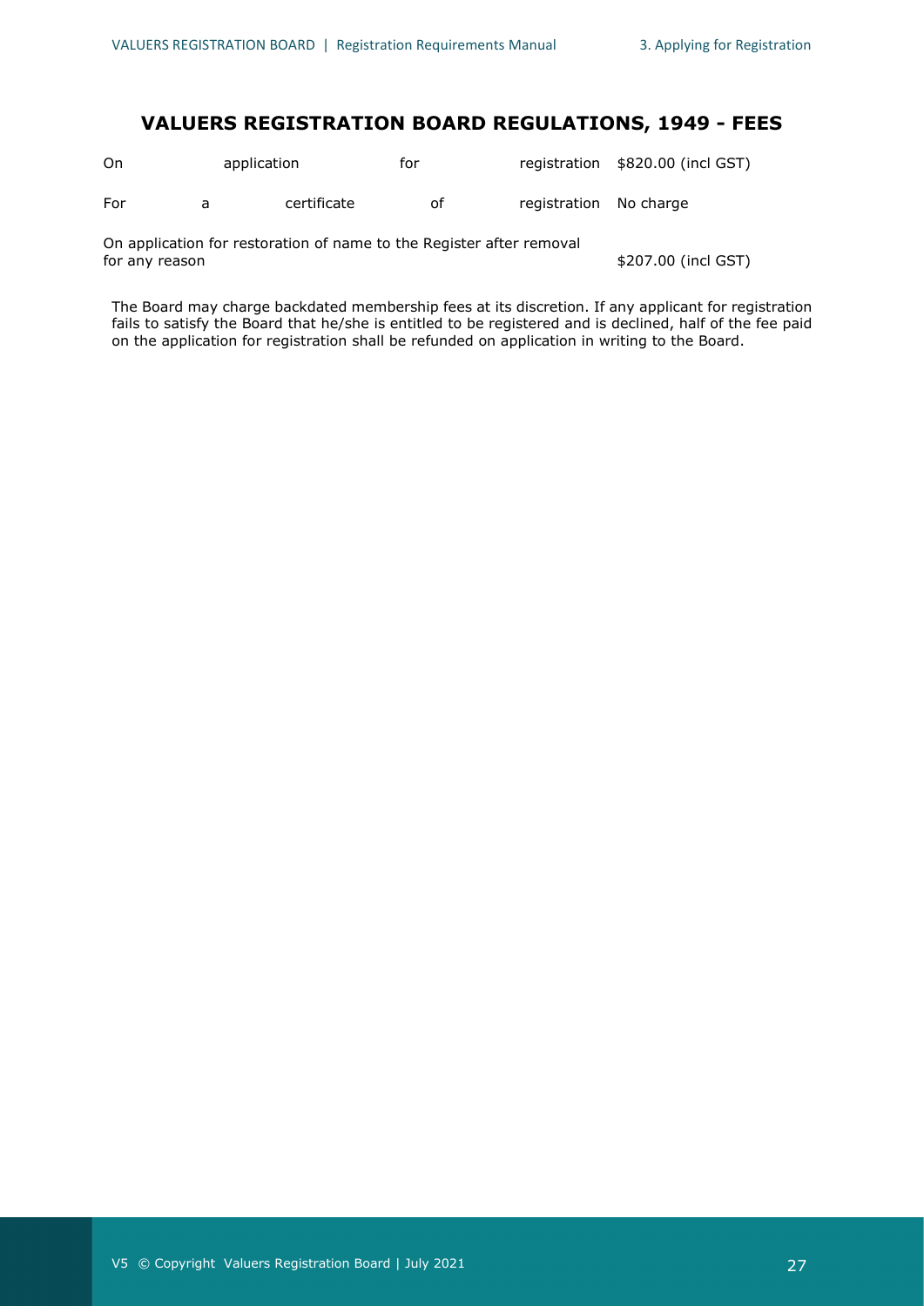## VALUERS REGISTRATION BOARD REGULATIONS, 1949 - FEES

| | |
|---|---|
| On application for registration | \$820.00 (incl GST) |
| For a certificate of registration | No charge |
| On application for restoration of name to the Register after removal for any reason | \$207.00 (incl GST) |

The Board may charge backdated membership fees at its discretion. If any applicant for registration fails to satisfy the Board that he/she is entitled to be registered and is declined, half of the fee paid on the application for registration shall be refunded on application in writing to the Board.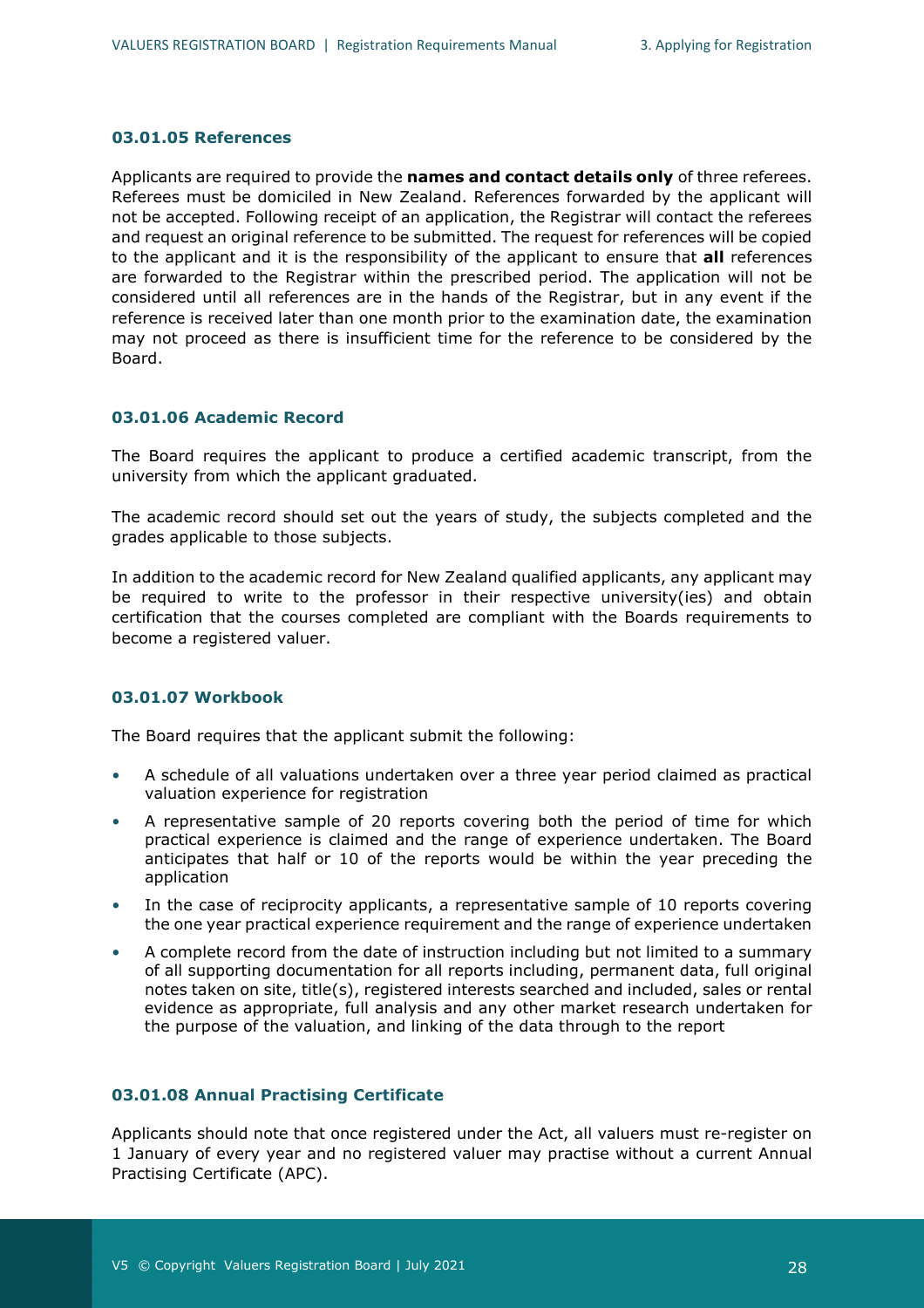### 03.01.05 References

Applicants are required to provide the **names and contact details only** of three referees. Referees must be domiciled in New Zealand. References forwarded by the applicant will not be accepted. Following receipt of an application, the Registrar will contact the referees and request an original reference to be submitted. The request for references will be copied to the applicant and it is the responsibility of the applicant to ensure that **all** references are forwarded to the Registrar within the prescribed period. The application will not be considered until all references are in the hands of the Registrar, but in any event if the reference is received later than one month prior to the examination date, the examination may not proceed as there is insufficient time for the reference to be considered by the Board.

### 03.01.06 Academic Record

The Board requires the applicant to produce a certified academic transcript, from the university from which the applicant graduated.

The academic record should set out the years of study, the subjects completed and the grades applicable to those subjects.

In addition to the academic record for New Zealand qualified applicants, any applicant may be required to write to the professor in their respective university(ies) and obtain certification that the courses completed are compliant with the Boards requirements to become a registered valuer.

### 03.01.07 Workbook

The Board requires that the applicant submit the following:

- A schedule of all valuations undertaken over a three year period claimed as practical valuation experience for registration
- A representative sample of 20 reports covering both the period of time for which practical experience is claimed and the range of experience undertaken. The Board anticipates that half or 10 of the reports would be within the year preceding the application
- In the case of reciprocity applicants, a representative sample of 10 reports covering the one year practical experience requirement and the range of experience undertaken
- A complete record from the date of instruction including but not limited to a summary of all supporting documentation for all reports including, permanent data, full original notes taken on site, title(s), registered interests searched and included, sales or rental evidence as appropriate, full analysis and any other market research undertaken for the purpose of the valuation, and linking of the data through to the report

### 03.01.08 Annual Practising Certificate

Applicants should note that once registered under the Act, all valuers must re-register on 1 January of every year and no registered valuer may practise without a current Annual Practising Certificate (APC).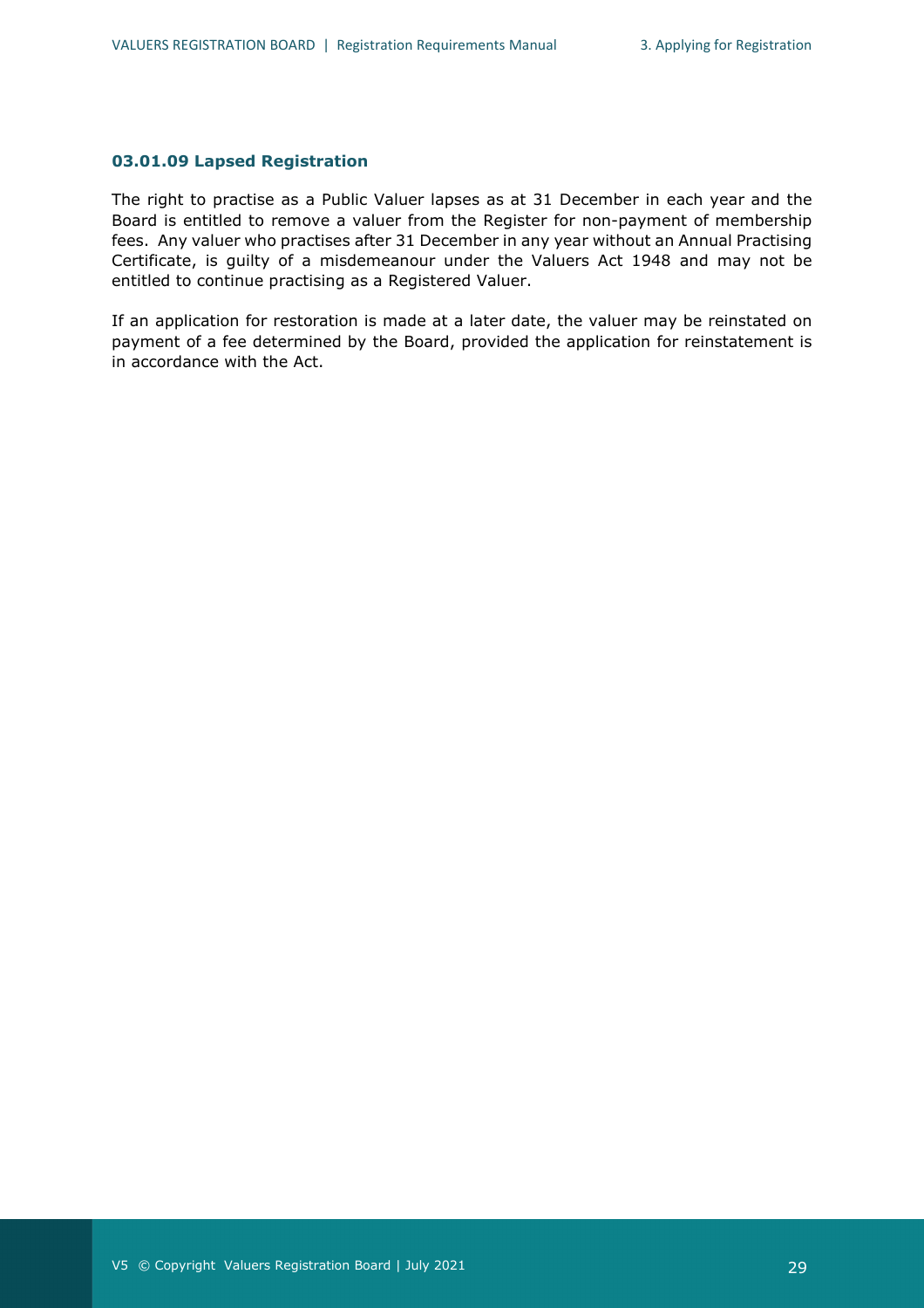#### 03.01.09 Lapsed Registration

The right to practise as a Public Valuer lapses as at 31 December in each year and the Board is entitled to remove a valuer from the Register for non-payment of membership fees. Any valuer who practises after 31 December in any year without an Annual Practising Certificate, is guilty of a misdemeanour under the Valuers Act 1948 and may not be entitled to continue practising as a Registered Valuer.

If an application for restoration is made at a later date, the valuer may be reinstated on payment of a fee determined by the Board, provided the application for reinstatement is in accordance with the Act.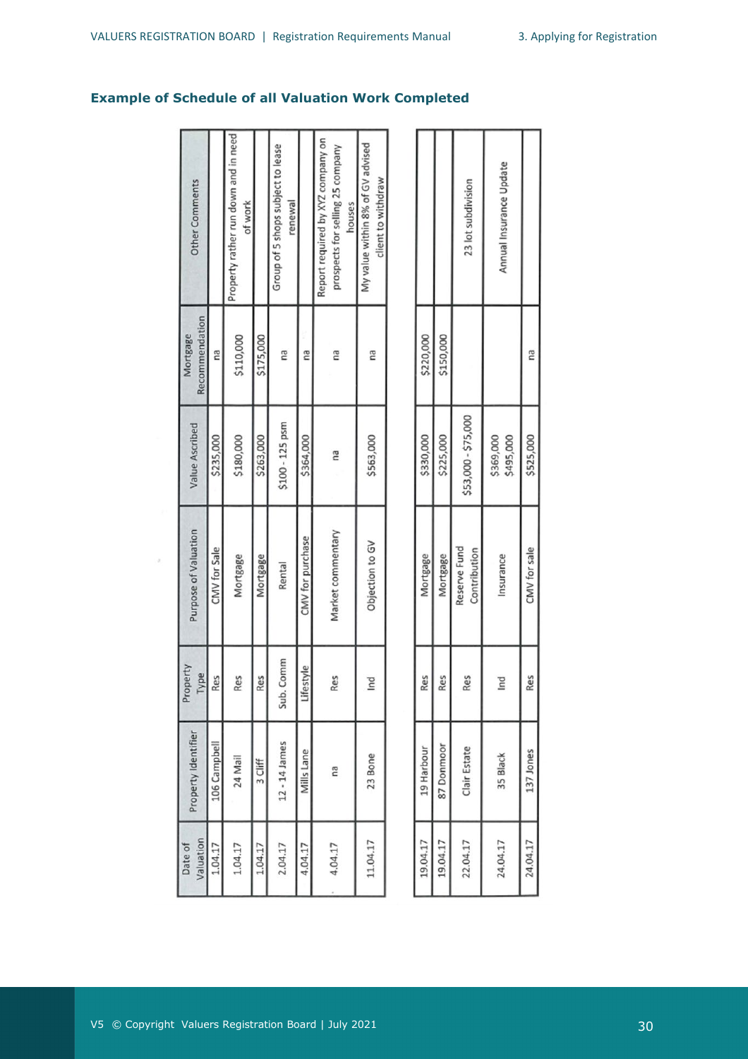## Example of Schedule of all Valuation Work Completed

| Date of Valuation | Property Identifier | Property Type | Purpose of Valuation | Value Ascribed | Mortgage Recommendation | Other Comments |
|---|---|---|---|---|---|---|
| 1.04.17 | 106 Campbell | Res | CMV for Sale | $235,000 | na | |
| 1.04.17 | 24 Mail | Res | Mortgage | $180,000 | $110,000 | Property rather run down and in need of work |
| 1.04.17 | 3 Cliff | Res | Mortgage | $263,000 | $175,000 | |
| 2.04.17 | 12 - 14 James | Sub. Comm | Rental | $100 - 125 psm | na | Group of 5 shops subject to lease renewal |
| 4.04.17 | Mills Lane | Lifestyle | CMV for purchase | $364,000 | na | |
| 4.04.17 | na | Res | Market commentary | na | na | Report required by XYZ company on prospects for selling 25 company houses |
| 11.04.17 | 23 Bone | Ind | Objection to GV | $563,000 | na | My value within 8% of GV advised client to withdraw |
| 19.04.17 | 19 Harbour | Res | Mortgage | $330,000 | $220,000 | |
| 19.04.17 | 87 Donmoor | Res | Mortgage | $225,000 | $150,000 | |
| 22.04.17 | Clair Estate | Res | Reserve Fund Contribution | $53,000 - $75,000 | | 23 lot subdivision |
| 24.04.17 | 35 Black | Ind | Insurance | $369,000 $495,000 | | Annual Insurance Update |
| 24.04.17 | 137 Jones | Res | CMV for sale | $525,000 | na | |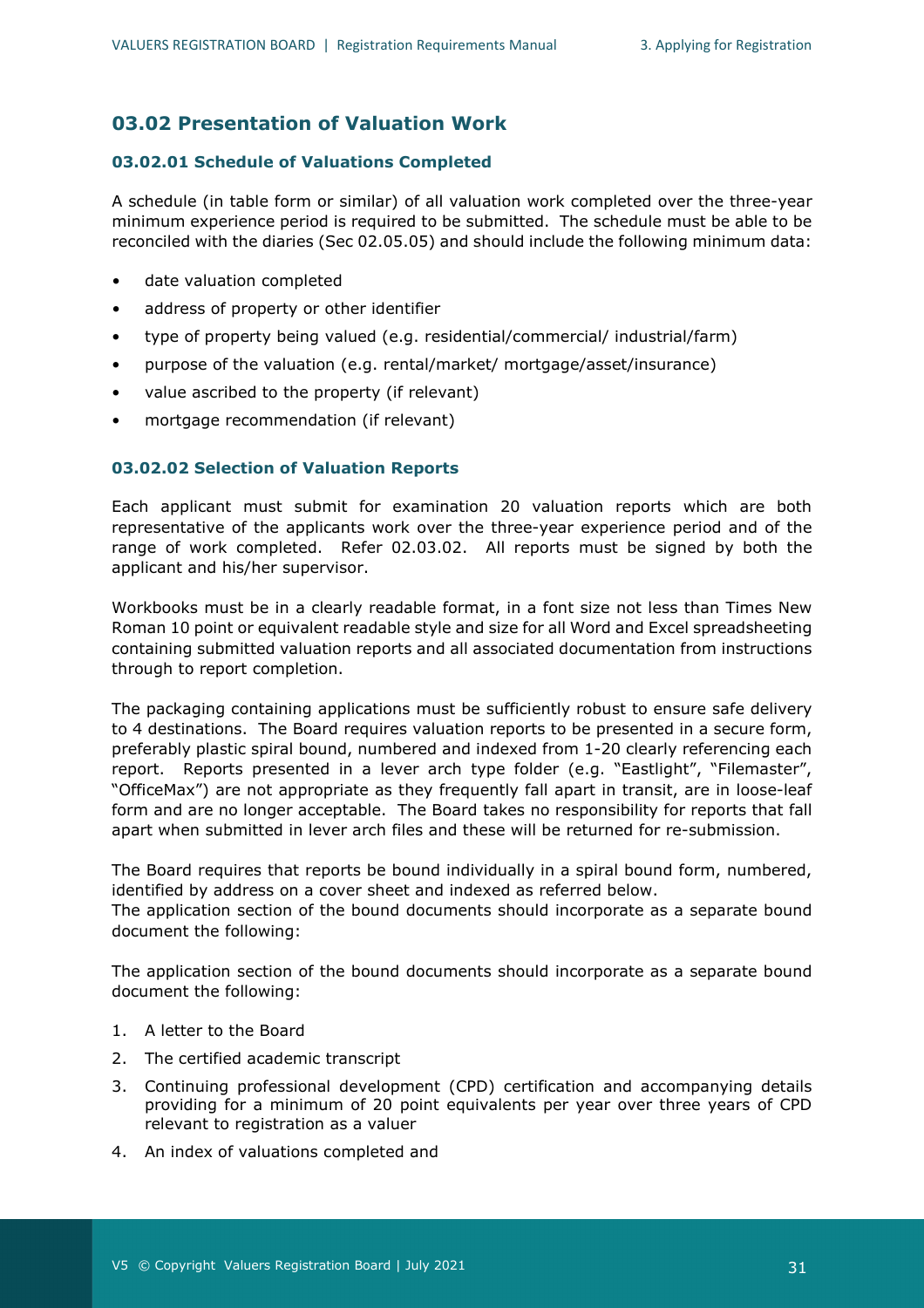## 03.02 Presentation of Valuation Work

### 03.02.01 Schedule of Valuations Completed

A schedule (in table form or similar) of all valuation work completed over the three-year minimum experience period is required to be submitted. The schedule must be able to be reconciled with the diaries (Sec 02.05.05) and should include the following minimum data:

- date valuation completed
- address of property or other identifier
- type of property being valued (e.g. residential/commercial/ industrial/farm)
- purpose of the valuation (e.g. rental/market/ mortgage/asset/insurance)
- value ascribed to the property (if relevant)
- mortgage recommendation (if relevant)

### 03.02.02 Selection of Valuation Reports

Each applicant must submit for examination 20 valuation reports which are both representative of the applicants work over the three-year experience period and of the range of work completed. Refer 02.03.02. All reports must be signed by both the applicant and his/her supervisor.

Workbooks must be in a clearly readable format, in a font size not less than Times New Roman 10 point or equivalent readable style and size for all Word and Excel spreadsheeting containing submitted valuation reports and all associated documentation from instructions through to report completion.

The packaging containing applications must be sufficiently robust to ensure safe delivery to 4 destinations. The Board requires valuation reports to be presented in a secure form, preferably plastic spiral bound, numbered and indexed from 1-20 clearly referencing each report. Reports presented in a lever arch type folder (e.g. "Eastlight", "Filemaster", "OfficeMax") are not appropriate as they frequently fall apart in transit, are in loose-leaf form and are no longer acceptable. The Board takes no responsibility for reports that fall apart when submitted in lever arch files and these will be returned for re-submission.

The Board requires that reports be bound individually in a spiral bound form, numbered, identified by address on a cover sheet and indexed as referred below.
The application section of the bound documents should incorporate as a separate bound document the following:

The application section of the bound documents should incorporate as a separate bound document the following:

1. A letter to the Board
2. The certified academic transcript
3. Continuing professional development (CPD) certification and accompanying details providing for a minimum of 20 point equivalents per year over three years of CPD relevant to registration as a valuer
4. An index of valuations completed and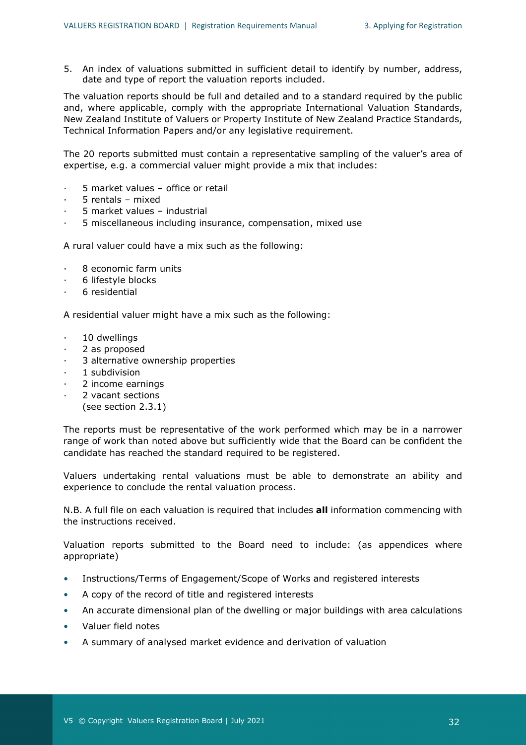5. An index of valuations submitted in sufficient detail to identify by number, address, date and type of report the valuation reports included.

The valuation reports should be full and detailed and to a standard required by the public and, where applicable, comply with the appropriate International Valuation Standards, New Zealand Institute of Valuers or Property Institute of New Zealand Practice Standards, Technical Information Papers and/or any legislative requirement.

The 20 reports submitted must contain a representative sampling of the valuer's area of expertise, e.g. a commercial valuer might provide a mix that includes:

- 5 market values – office or retail
- 5 rentals – mixed
- 5 market values – industrial
- 5 miscellaneous including insurance, compensation, mixed use

A rural valuer could have a mix such as the following:

- 8 economic farm units
- 6 lifestyle blocks
- 6 residential

A residential valuer might have a mix such as the following:

- 10 dwellings
- 2 as proposed
- 3 alternative ownership properties
- 1 subdivision
- 2 income earnings
- 2 vacant sections
  (see section 2.3.1)

The reports must be representative of the work performed which may be in a narrower range of work than noted above but sufficiently wide that the Board can be confident the candidate has reached the standard required to be registered.

Valuers undertaking rental valuations must be able to demonstrate an ability and experience to conclude the rental valuation process.

N.B. A full file on each valuation is required that includes **all** information commencing with the instructions received.

Valuation reports submitted to the Board need to include: (as appendices where appropriate)

- Instructions/Terms of Engagement/Scope of Works and registered interests
- A copy of the record of title and registered interests
- An accurate dimensional plan of the dwelling or major buildings with area calculations
- Valuer field notes
- A summary of analysed market evidence and derivation of valuation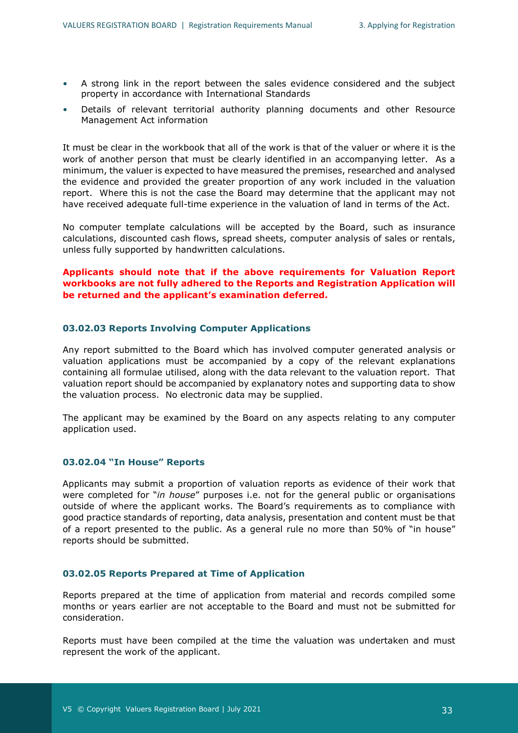- A strong link in the report between the sales evidence considered and the subject property in accordance with International Standards
- Details of relevant territorial authority planning documents and other Resource Management Act information

It must be clear in the workbook that all of the work is that of the valuer or where it is the work of another person that must be clearly identified in an accompanying letter. As a minimum, the valuer is expected to have measured the premises, researched and analysed the evidence and provided the greater proportion of any work included in the valuation report. Where this is not the case the Board may determine that the applicant may not have received adequate full-time experience in the valuation of land in terms of the Act.

No computer template calculations will be accepted by the Board, such as insurance calculations, discounted cash flows, spread sheets, computer analysis of sales or rentals, unless fully supported by handwritten calculations.

**Applicants should note that if the above requirements for Valuation Report workbooks are not fully adhered to the Reports and Registration Application will be returned and the applicant's examination deferred.**

### 03.02.03 Reports Involving Computer Applications

Any report submitted to the Board which has involved computer generated analysis or valuation applications must be accompanied by a copy of the relevant explanations containing all formulae utilised, along with the data relevant to the valuation report. That valuation report should be accompanied by explanatory notes and supporting data to show the valuation process. No electronic data may be supplied.

The applicant may be examined by the Board on any aspects relating to any computer application used.

### 03.02.04 "In House" Reports

Applicants may submit a proportion of valuation reports as evidence of their work that were completed for "*in house*" purposes i.e. not for the general public or organisations outside of where the applicant works. The Board's requirements as to compliance with good practice standards of reporting, data analysis, presentation and content must be that of a report presented to the public. As a general rule no more than 50% of "in house" reports should be submitted.

### 03.02.05 Reports Prepared at Time of Application

Reports prepared at the time of application from material and records compiled some months or years earlier are not acceptable to the Board and must not be submitted for consideration.

Reports must have been compiled at the time the valuation was undertaken and must represent the work of the applicant.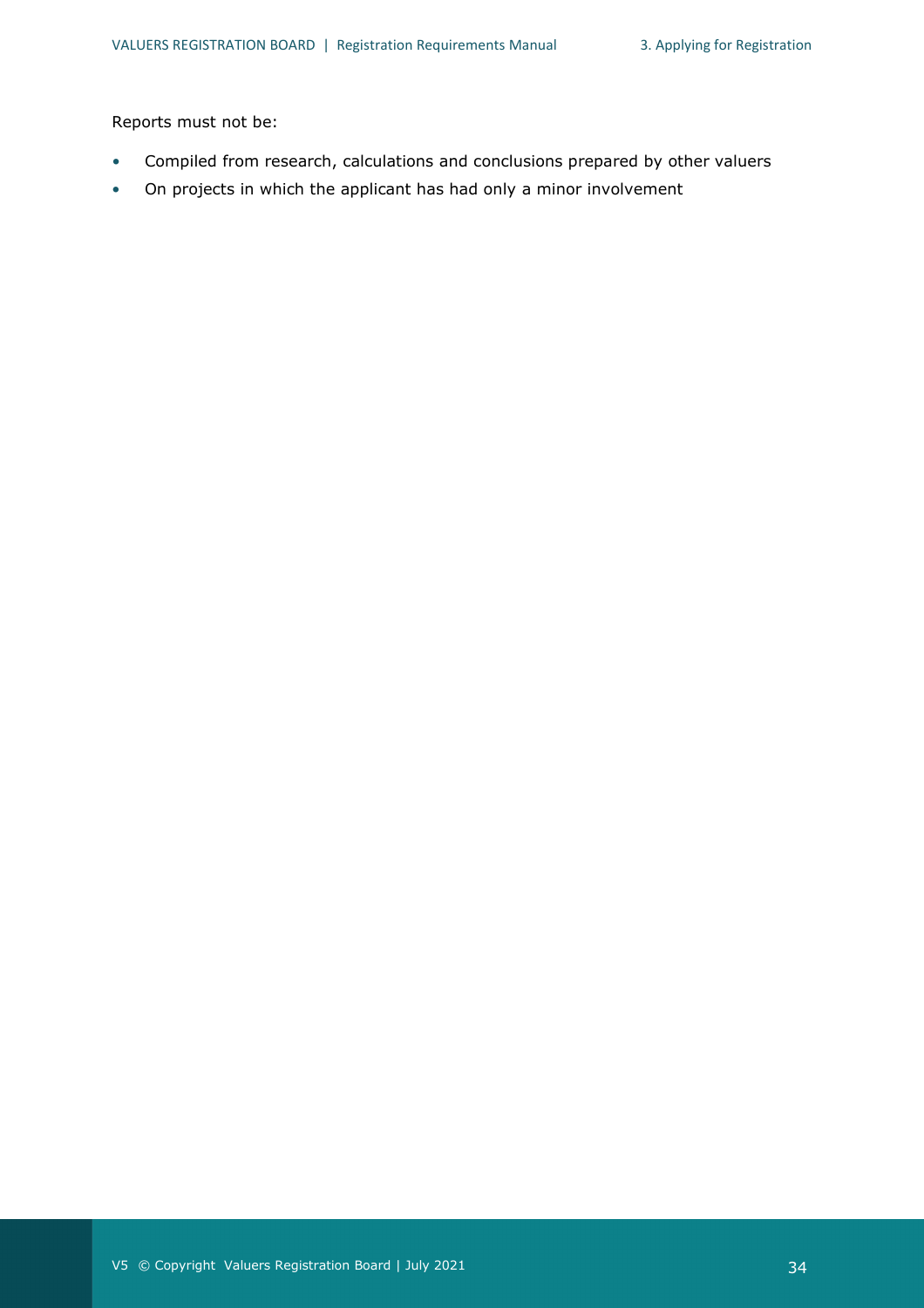Reports must not be:

- Compiled from research, calculations and conclusions prepared by other valuers
- On projects in which the applicant has had only a minor involvement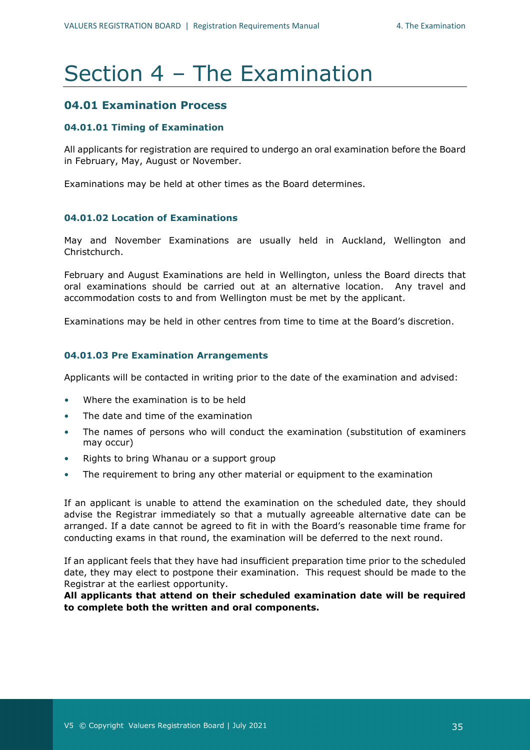# Section 4 – The Examination

## 04.01 Examination Process

### 04.01.01 Timing of Examination

All applicants for registration are required to undergo an oral examination before the Board in February, May, August or November.

Examinations may be held at other times as the Board determines.

### 04.01.02 Location of Examinations

May and November Examinations are usually held in Auckland, Wellington and Christchurch.

February and August Examinations are held in Wellington, unless the Board directs that oral examinations should be carried out at an alternative location. Any travel and accommodation costs to and from Wellington must be met by the applicant.

Examinations may be held in other centres from time to time at the Board's discretion.

### 04.01.03 Pre Examination Arrangements

Applicants will be contacted in writing prior to the date of the examination and advised:

- Where the examination is to be held
- The date and time of the examination
- The names of persons who will conduct the examination (substitution of examiners may occur)
- Rights to bring Whanau or a support group
- The requirement to bring any other material or equipment to the examination

If an applicant is unable to attend the examination on the scheduled date, they should advise the Registrar immediately so that a mutually agreeable alternative date can be arranged. If a date cannot be agreed to fit in with the Board's reasonable time frame for conducting exams in that round, the examination will be deferred to the next round.

If an applicant feels that they have had insufficient preparation time prior to the scheduled date, they may elect to postpone their examination. This request should be made to the Registrar at the earliest opportunity.

**All applicants that attend on their scheduled examination date will be required to complete both the written and oral components.**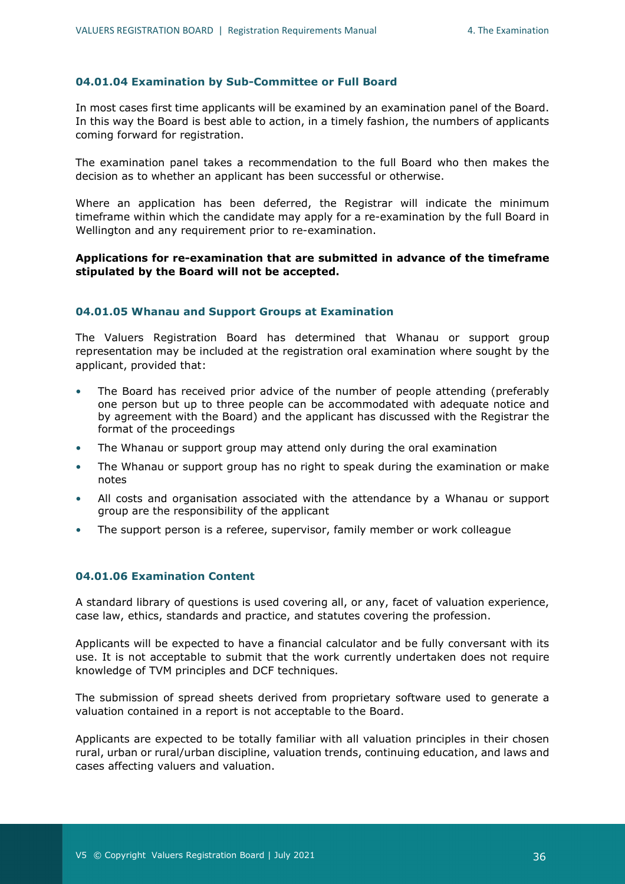#### 04.01.04 Examination by Sub-Committee or Full Board

In most cases first time applicants will be examined by an examination panel of the Board. In this way the Board is best able to action, in a timely fashion, the numbers of applicants coming forward for registration.

The examination panel takes a recommendation to the full Board who then makes the decision as to whether an applicant has been successful or otherwise.

Where an application has been deferred, the Registrar will indicate the minimum timeframe within which the candidate may apply for a re-examination by the full Board in Wellington and any requirement prior to re-examination.

**Applications for re-examination that are submitted in advance of the timeframe stipulated by the Board will not be accepted.**

#### 04.01.05 Whanau and Support Groups at Examination

The Valuers Registration Board has determined that Whanau or support group representation may be included at the registration oral examination where sought by the applicant, provided that:

- The Board has received prior advice of the number of people attending (preferably one person but up to three people can be accommodated with adequate notice and by agreement with the Board) and the applicant has discussed with the Registrar the format of the proceedings
- The Whanau or support group may attend only during the oral examination
- The Whanau or support group has no right to speak during the examination or make notes
- All costs and organisation associated with the attendance by a Whanau or support group are the responsibility of the applicant
- The support person is a referee, supervisor, family member or work colleague

#### 04.01.06 Examination Content

A standard library of questions is used covering all, or any, facet of valuation experience, case law, ethics, standards and practice, and statutes covering the profession.

Applicants will be expected to have a financial calculator and be fully conversant with its use. It is not acceptable to submit that the work currently undertaken does not require knowledge of TVM principles and DCF techniques.

The submission of spread sheets derived from proprietary software used to generate a valuation contained in a report is not acceptable to the Board.

Applicants are expected to be totally familiar with all valuation principles in their chosen rural, urban or rural/urban discipline, valuation trends, continuing education, and laws and cases affecting valuers and valuation.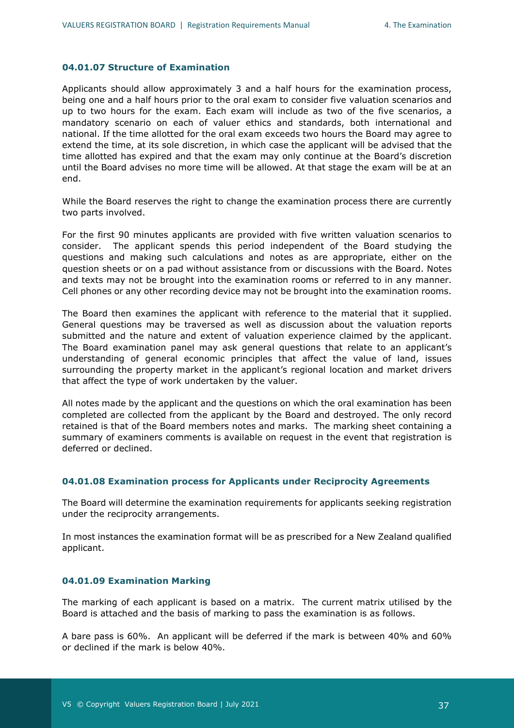### 04.01.07 Structure of Examination

Applicants should allow approximately 3 and a half hours for the examination process, being one and a half hours prior to the oral exam to consider five valuation scenarios and up to two hours for the exam. Each exam will include as two of the five scenarios, a mandatory scenario on each of valuer ethics and standards, both international and national. If the time allotted for the oral exam exceeds two hours the Board may agree to extend the time, at its sole discretion, in which case the applicant will be advised that the time allotted has expired and that the exam may only continue at the Board's discretion until the Board advises no more time will be allowed. At that stage the exam will be at an end.

While the Board reserves the right to change the examination process there are currently two parts involved.

For the first 90 minutes applicants are provided with five written valuation scenarios to consider. The applicant spends this period independent of the Board studying the questions and making such calculations and notes as are appropriate, either on the question sheets or on a pad without assistance from or discussions with the Board. Notes and texts may not be brought into the examination rooms or referred to in any manner. Cell phones or any other recording device may not be brought into the examination rooms.

The Board then examines the applicant with reference to the material that it supplied. General questions may be traversed as well as discussion about the valuation reports submitted and the nature and extent of valuation experience claimed by the applicant. The Board examination panel may ask general questions that relate to an applicant's understanding of general economic principles that affect the value of land, issues surrounding the property market in the applicant's regional location and market drivers that affect the type of work undertaken by the valuer.

All notes made by the applicant and the questions on which the oral examination has been completed are collected from the applicant by the Board and destroyed. The only record retained is that of the Board members notes and marks. The marking sheet containing a summary of examiners comments is available on request in the event that registration is deferred or declined.

### 04.01.08 Examination process for Applicants under Reciprocity Agreements

The Board will determine the examination requirements for applicants seeking registration under the reciprocity arrangements.

In most instances the examination format will be as prescribed for a New Zealand qualified applicant.

### 04.01.09 Examination Marking

The marking of each applicant is based on a matrix. The current matrix utilised by the Board is attached and the basis of marking to pass the examination is as follows.

A bare pass is 60%. An applicant will be deferred if the mark is between 40% and 60% or declined if the mark is below 40%.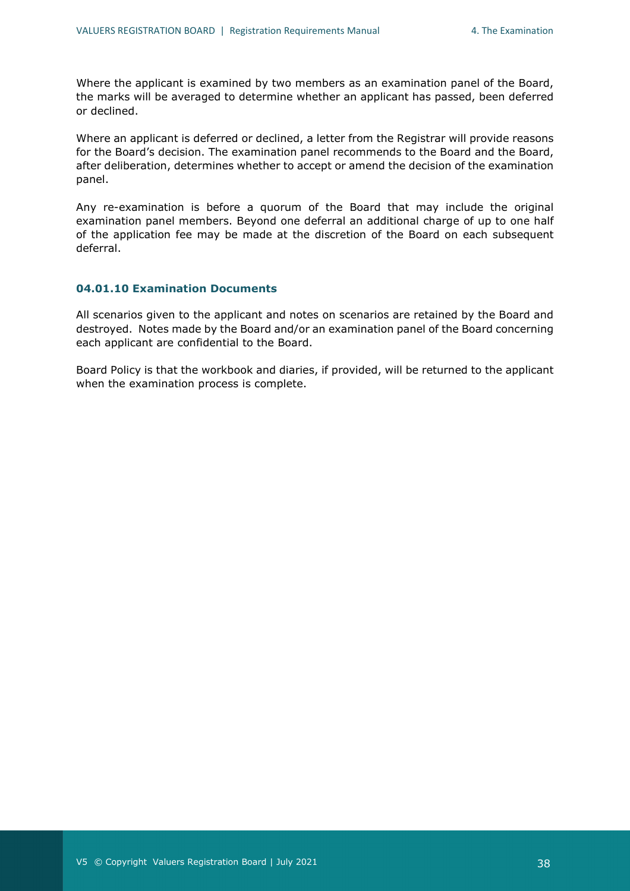Where the applicant is examined by two members as an examination panel of the Board, the marks will be averaged to determine whether an applicant has passed, been deferred or declined.

Where an applicant is deferred or declined, a letter from the Registrar will provide reasons for the Board's decision. The examination panel recommends to the Board and the Board, after deliberation, determines whether to accept or amend the decision of the examination panel.

Any re-examination is before a quorum of the Board that may include the original examination panel members. Beyond one deferral an additional charge of up to one half of the application fee may be made at the discretion of the Board on each subsequent deferral.

#### 04.01.10 Examination Documents

All scenarios given to the applicant and notes on scenarios are retained by the Board and destroyed. Notes made by the Board and/or an examination panel of the Board concerning each applicant are confidential to the Board.

Board Policy is that the workbook and diaries, if provided, will be returned to the applicant when the examination process is complete.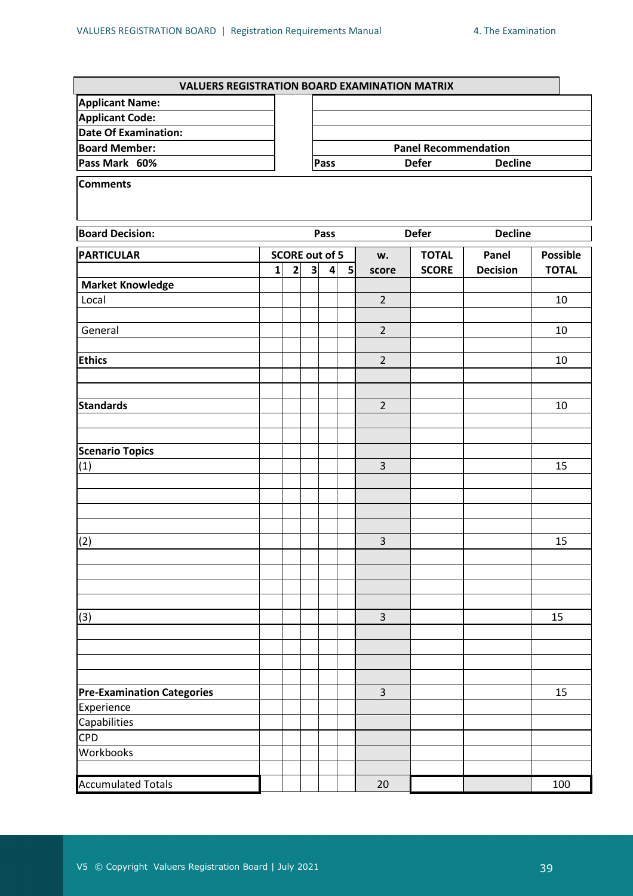## VALUERS REGISTRATION BOARD EXAMINATION MATRIX

| | |
|---|---|
| **Applicant Name:** | |
| **Applicant Code:** | |
| **Date Of Examination:** | |
| **Board Member:** | **Panel Recommendation** |
| **Pass Mark 60%** | **Pass** **Defer** **Decline** |

**Comments**

**Board Decision:** **Pass** **Defer** **Decline**

| PARTICULAR | SCORE out of 5 | | | | | w. | TOTAL | Panel | Possible |
|---|---|---|---|---|---|---|---|---|---|
| | 1 | 2 | 3 | 4 | 5 | score | SCORE | Decision | TOTAL |
| **Market Knowledge** | | | | | | | | | |
| Local | | | | | | 2 | | | 10 |
| | | | | | | | | | |
| General | | | | | | 2 | | | 10 |
| | | | | | | | | | |
| **Ethics** | | | | | | 2 | | | 10 |
| | | | | | | | | | |
| | | | | | | | | | |
| **Standards** | | | | | | 2 | | | 10 |
| | | | | | | | | | |
| | | | | | | | | | |
| **Scenario Topics** | | | | | | | | | |
| (1) | | | | | | 3 | | | 15 |
| | | | | | | | | | |
| | | | | | | | | | |
| | | | | | | | | | |
| | | | | | | | | | |
| (2) | | | | | | 3 | | | 15 |
| | | | | | | | | | |
| | | | | | | | | | |
| | | | | | | | | | |
| | | | | | | | | | |
| (3) | | | | | | 3 | | | 15 |
| | | | | | | | | | |
| | | | | | | | | | |
| | | | | | | | | | |
| | | | | | | | | | |
| **Pre-Examination Categories** | | | | | | 3 | | | 15 |
| Experience | | | | | | | | | |
| Capabilities | | | | | | | | | |
| CPD | | | | | | | | | |
| Workbooks | | | | | | | | | |
| | | | | | | | | | |
| Accumulated Totals | | | | | | 20 | | | 100 |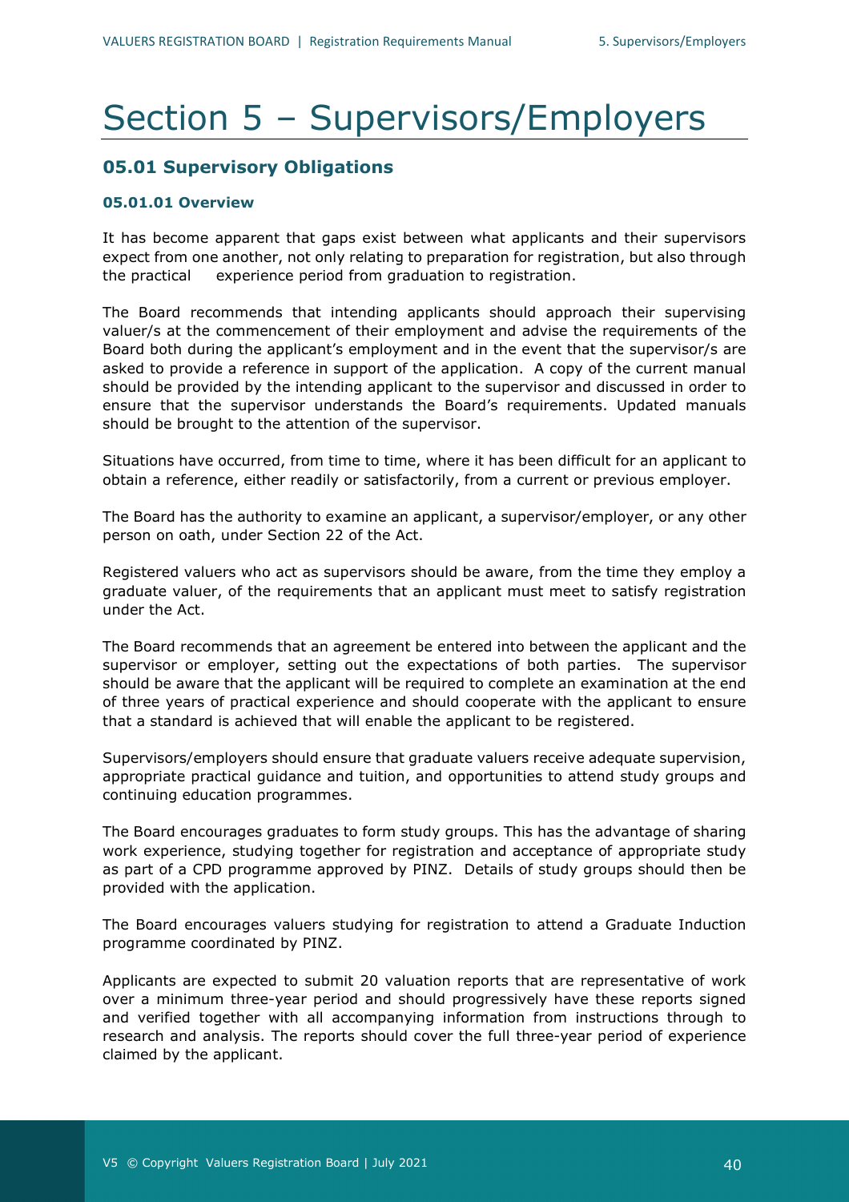# Section 5 – Supervisors/Employers

## 05.01 Supervisory Obligations

### 05.01.01 Overview

It has become apparent that gaps exist between what applicants and their supervisors expect from one another, not only relating to preparation for registration, but also through the practical experience period from graduation to registration.

The Board recommends that intending applicants should approach their supervising valuer/s at the commencement of their employment and advise the requirements of the Board both during the applicant's employment and in the event that the supervisor/s are asked to provide a reference in support of the application. A copy of the current manual should be provided by the intending applicant to the supervisor and discussed in order to ensure that the supervisor understands the Board's requirements. Updated manuals should be brought to the attention of the supervisor.

Situations have occurred, from time to time, where it has been difficult for an applicant to obtain a reference, either readily or satisfactorily, from a current or previous employer.

The Board has the authority to examine an applicant, a supervisor/employer, or any other person on oath, under Section 22 of the Act.

Registered valuers who act as supervisors should be aware, from the time they employ a graduate valuer, of the requirements that an applicant must meet to satisfy registration under the Act.

The Board recommends that an agreement be entered into between the applicant and the supervisor or employer, setting out the expectations of both parties. The supervisor should be aware that the applicant will be required to complete an examination at the end of three years of practical experience and should cooperate with the applicant to ensure that a standard is achieved that will enable the applicant to be registered.

Supervisors/employers should ensure that graduate valuers receive adequate supervision, appropriate practical guidance and tuition, and opportunities to attend study groups and continuing education programmes.

The Board encourages graduates to form study groups. This has the advantage of sharing work experience, studying together for registration and acceptance of appropriate study as part of a CPD programme approved by PINZ. Details of study groups should then be provided with the application.

The Board encourages valuers studying for registration to attend a Graduate Induction programme coordinated by PINZ.

Applicants are expected to submit 20 valuation reports that are representative of work over a minimum three-year period and should progressively have these reports signed and verified together with all accompanying information from instructions through to research and analysis. The reports should cover the full three-year period of experience claimed by the applicant.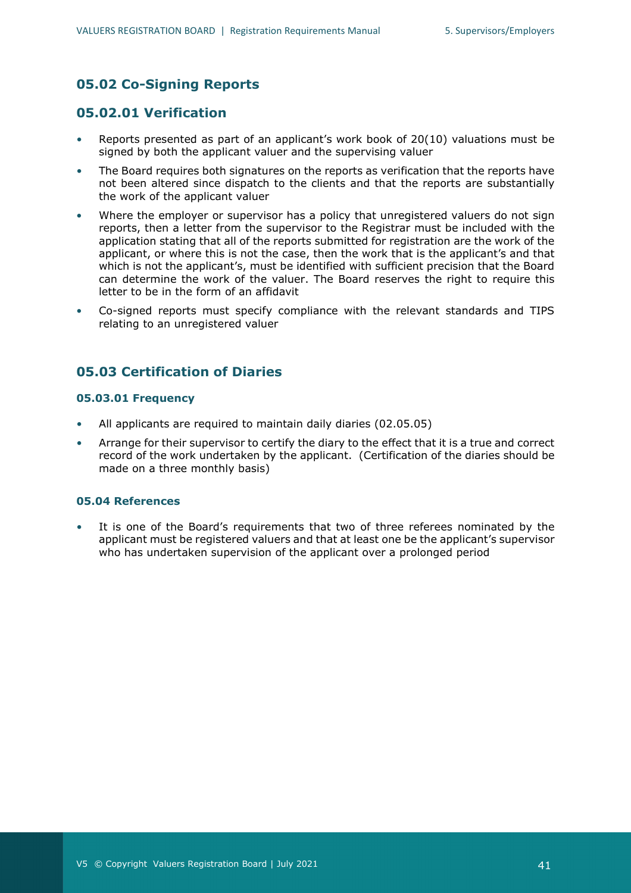## 05.02 Co-Signing Reports

## 05.02.01 Verification

- Reports presented as part of an applicant's work book of 20(10) valuations must be signed by both the applicant valuer and the supervising valuer
- The Board requires both signatures on the reports as verification that the reports have not been altered since dispatch to the clients and that the reports are substantially the work of the applicant valuer
- Where the employer or supervisor has a policy that unregistered valuers do not sign reports, then a letter from the supervisor to the Registrar must be included with the application stating that all of the reports submitted for registration are the work of the applicant, or where this is not the case, then the work that is the applicant's and that which is not the applicant's, must be identified with sufficient precision that the Board can determine the work of the valuer. The Board reserves the right to require this letter to be in the form of an affidavit
- Co-signed reports must specify compliance with the relevant standards and TIPS relating to an unregistered valuer

## 05.03 Certification of Diaries

### 05.03.01 Frequency

- All applicants are required to maintain daily diaries (02.05.05)
- Arrange for their supervisor to certify the diary to the effect that it is a true and correct record of the work undertaken by the applicant. (Certification of the diaries should be made on a three monthly basis)

### 05.04 References

- It is one of the Board's requirements that two of three referees nominated by the applicant must be registered valuers and that at least one be the applicant's supervisor who has undertaken supervision of the applicant over a prolonged period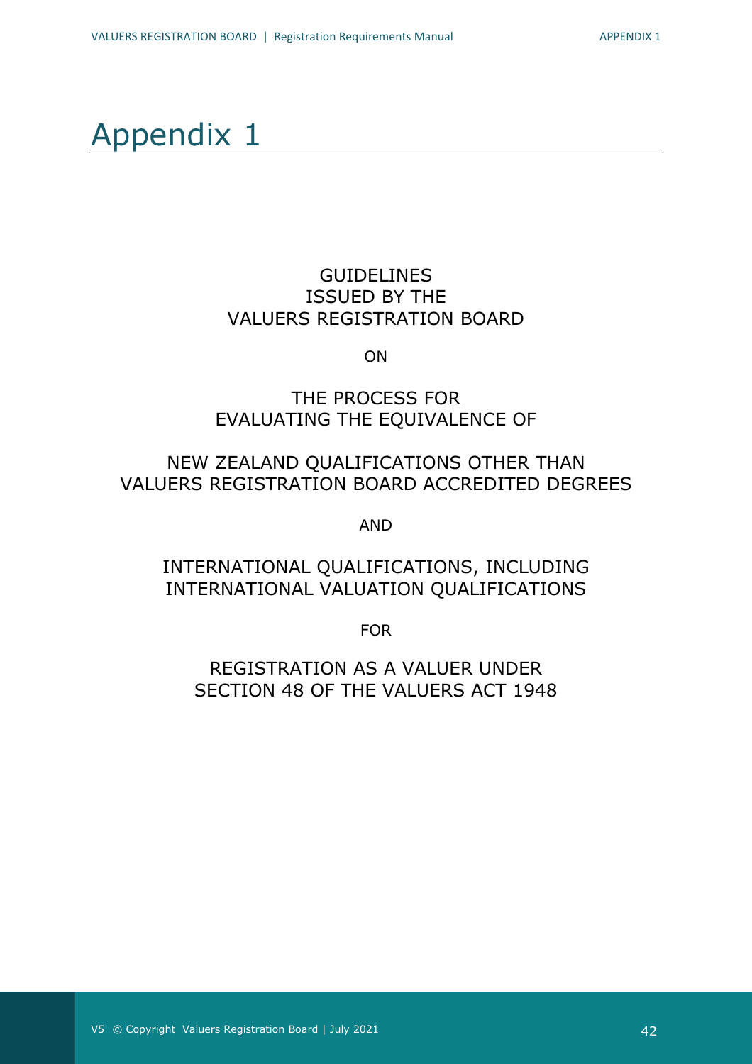# Appendix 1

GUIDELINES
ISSUED BY THE
VALUERS REGISTRATION BOARD

ON

THE PROCESS FOR
EVALUATING THE EQUIVALENCE OF

NEW ZEALAND QUALIFICATIONS OTHER THAN
VALUERS REGISTRATION BOARD ACCREDITED DEGREES

AND

INTERNATIONAL QUALIFICATIONS, INCLUDING
INTERNATIONAL VALUATION QUALIFICATIONS

FOR

REGISTRATION AS A VALUER UNDER
SECTION 48 OF THE VALUERS ACT 1948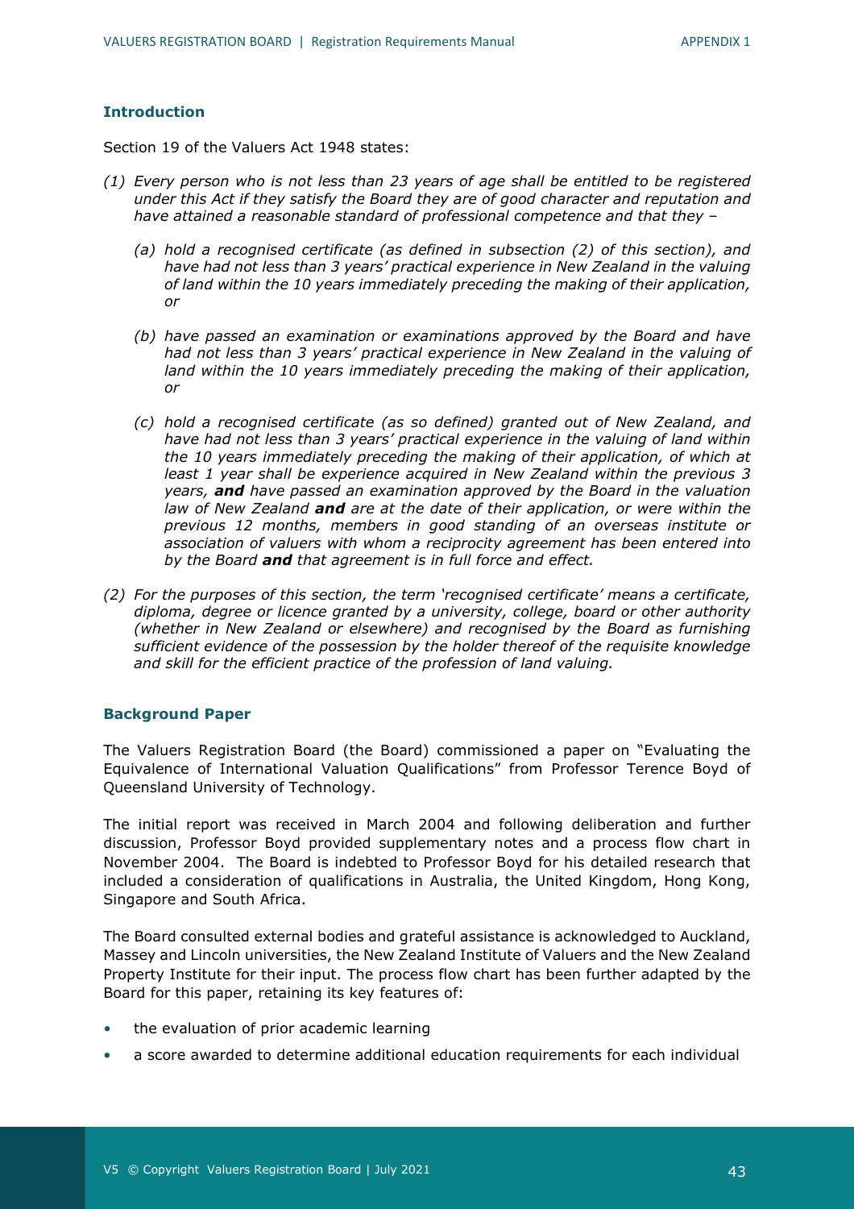### Introduction

Section 19 of the Valuers Act 1948 states:

*(1) Every person who is not less than 23 years of age shall be entitled to be registered under this Act if they satisfy the Board they are of good character and reputation and have attained a reasonable standard of professional competence and that they –*

*(a) hold a recognised certificate (as defined in subsection (2) of this section), and have had not less than 3 years' practical experience in New Zealand in the valuing of land within the 10 years immediately preceding the making of their application, or*

*(b) have passed an examination or examinations approved by the Board and have had not less than 3 years' practical experience in New Zealand in the valuing of land within the 10 years immediately preceding the making of their application, or*

*(c) hold a recognised certificate (as so defined) granted out of New Zealand, and have had not less than 3 years' practical experience in the valuing of land within the 10 years immediately preceding the making of their application, of which at least 1 year shall be experience acquired in New Zealand within the previous 3 years, **and** have passed an examination approved by the Board in the valuation law of New Zealand **and** are at the date of their application, or were within the previous 12 months, members in good standing of an overseas institute or association of valuers with whom a reciprocity agreement has been entered into by the Board **and** that agreement is in full force and effect.*

*(2) For the purposes of this section, the term 'recognised certificate' means a certificate, diploma, degree or licence granted by a university, college, board or other authority (whether in New Zealand or elsewhere) and recognised by the Board as furnishing sufficient evidence of the possession by the holder thereof of the requisite knowledge and skill for the efficient practice of the profession of land valuing.*

### Background Paper

The Valuers Registration Board (the Board) commissioned a paper on "Evaluating the Equivalence of International Valuation Qualifications" from Professor Terence Boyd of Queensland University of Technology.

The initial report was received in March 2004 and following deliberation and further discussion, Professor Boyd provided supplementary notes and a process flow chart in November 2004. The Board is indebted to Professor Boyd for his detailed research that included a consideration of qualifications in Australia, the United Kingdom, Hong Kong, Singapore and South Africa.

The Board consulted external bodies and grateful assistance is acknowledged to Auckland, Massey and Lincoln universities, the New Zealand Institute of Valuers and the New Zealand Property Institute for their input. The process flow chart has been further adapted by the Board for this paper, retaining its key features of:

- the evaluation of prior academic learning
- a score awarded to determine additional education requirements for each individual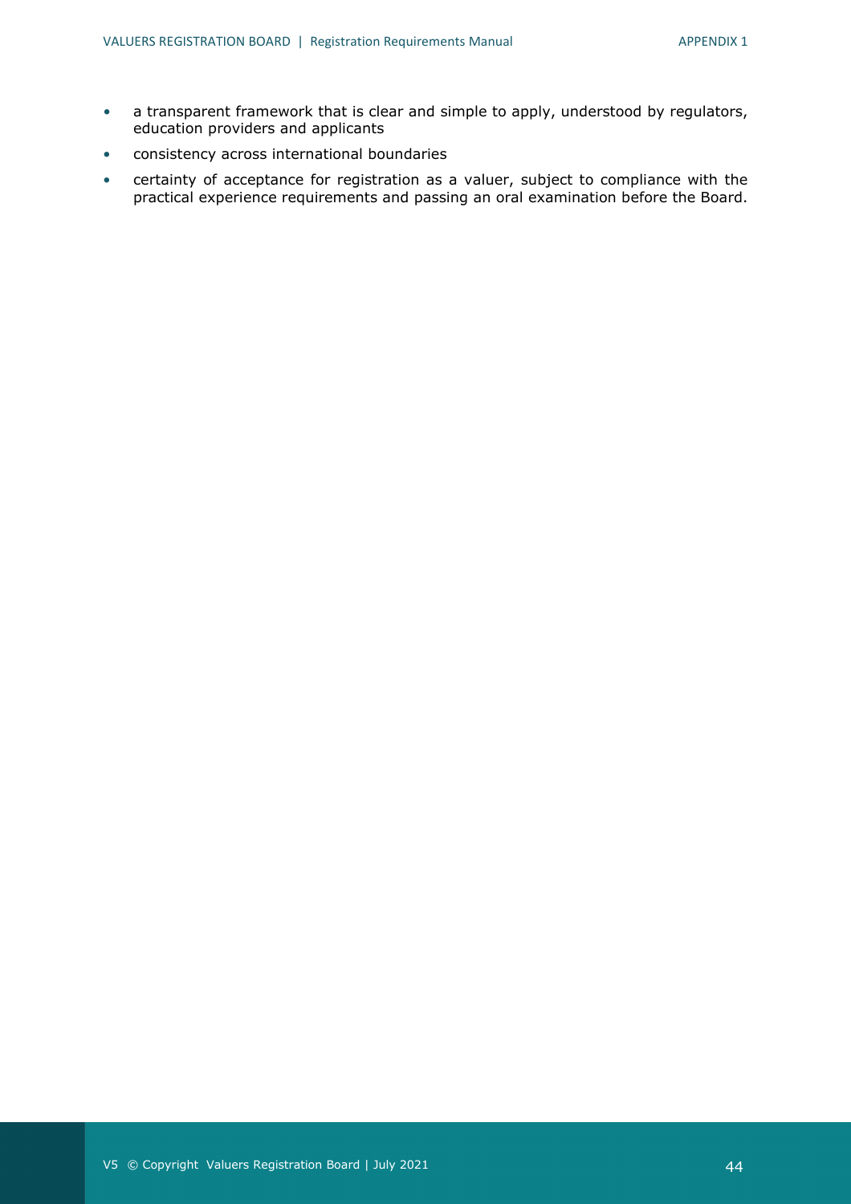- a transparent framework that is clear and simple to apply, understood by regulators, education providers and applicants
- consistency across international boundaries
- certainty of acceptance for registration as a valuer, subject to compliance with the practical experience requirements and passing an oral examination before the Board.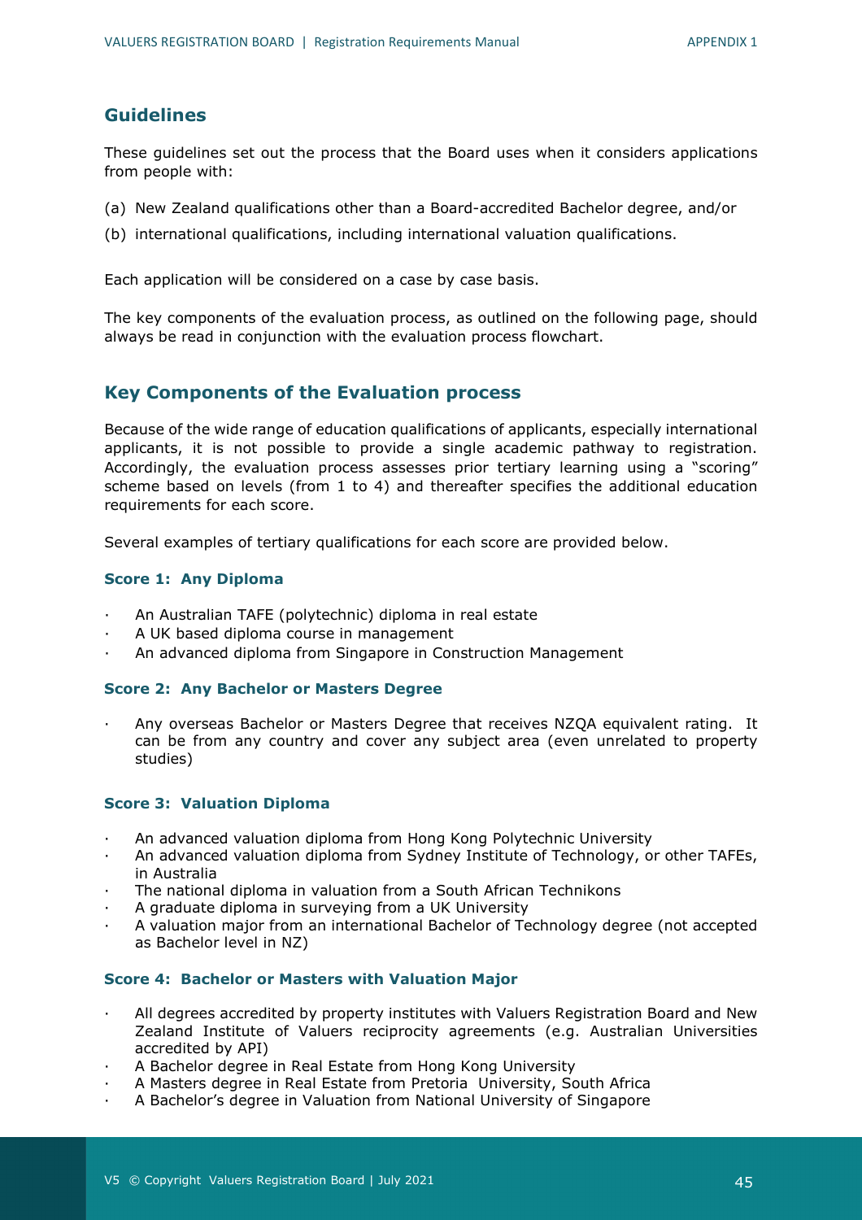## Guidelines

These guidelines set out the process that the Board uses when it considers applications from people with:

(a) New Zealand qualifications other than a Board-accredited Bachelor degree, and/or

(b) international qualifications, including international valuation qualifications.

Each application will be considered on a case by case basis.

The key components of the evaluation process, as outlined on the following page, should always be read in conjunction with the evaluation process flowchart.

## Key Components of the Evaluation process

Because of the wide range of education qualifications of applicants, especially international applicants, it is not possible to provide a single academic pathway to registration. Accordingly, the evaluation process assesses prior tertiary learning using a "scoring" scheme based on levels (from 1 to 4) and thereafter specifies the additional education requirements for each score.

Several examples of tertiary qualifications for each score are provided below.

### Score 1: Any Diploma

- An Australian TAFE (polytechnic) diploma in real estate
- A UK based diploma course in management
- An advanced diploma from Singapore in Construction Management

### Score 2: Any Bachelor or Masters Degree

- Any overseas Bachelor or Masters Degree that receives NZQA equivalent rating. It can be from any country and cover any subject area (even unrelated to property studies)

### Score 3: Valuation Diploma

- An advanced valuation diploma from Hong Kong Polytechnic University
- An advanced valuation diploma from Sydney Institute of Technology, or other TAFEs, in Australia
- The national diploma in valuation from a South African Technikons
- A graduate diploma in surveying from a UK University
- A valuation major from an international Bachelor of Technology degree (not accepted as Bachelor level in NZ)

### Score 4: Bachelor or Masters with Valuation Major

- All degrees accredited by property institutes with Valuers Registration Board and New Zealand Institute of Valuers reciprocity agreements (e.g. Australian Universities accredited by API)
- A Bachelor degree in Real Estate from Hong Kong University
- A Masters degree in Real Estate from Pretoria University, South Africa
- A Bachelor's degree in Valuation from National University of Singapore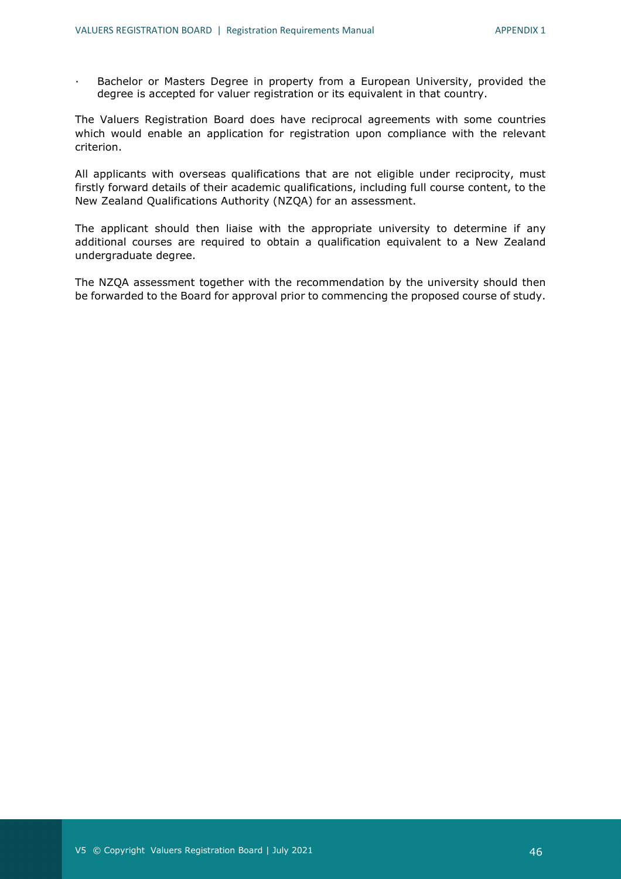- Bachelor or Masters Degree in property from a European University, provided the degree is accepted for valuer registration or its equivalent in that country.

The Valuers Registration Board does have reciprocal agreements with some countries which would enable an application for registration upon compliance with the relevant criterion.

All applicants with overseas qualifications that are not eligible under reciprocity, must firstly forward details of their academic qualifications, including full course content, to the New Zealand Qualifications Authority (NZQA) for an assessment.

The applicant should then liaise with the appropriate university to determine if any additional courses are required to obtain a qualification equivalent to a New Zealand undergraduate degree.

The NZQA assessment together with the recommendation by the university should then be forwarded to the Board for approval prior to commencing the proposed course of study.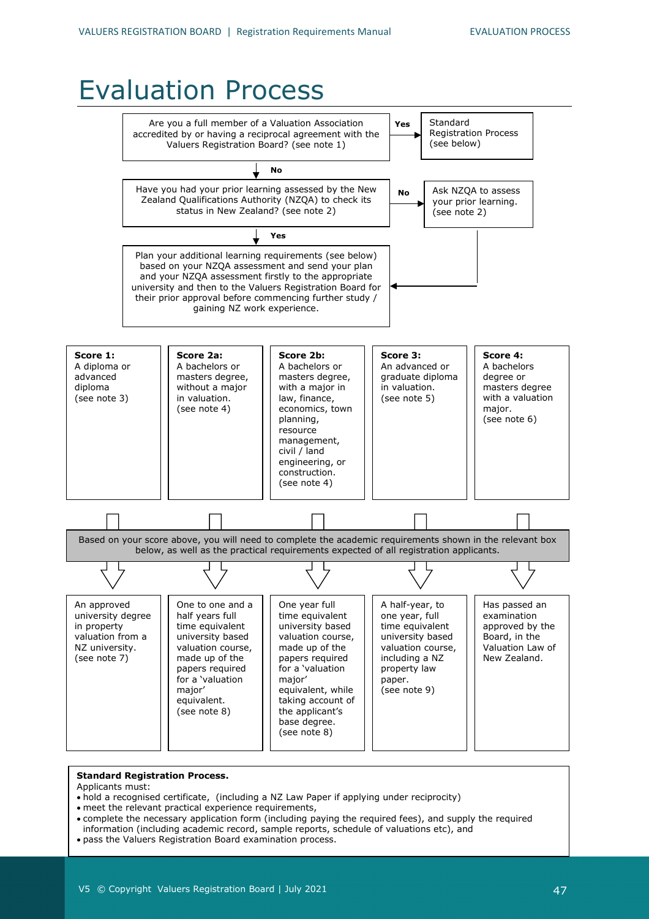# Evaluation Process

Are you a full member of a Valuation Association accredited by or having a reciprocal agreement with the Valuers Registration Board? (see note 1)

**Yes** → Standard Registration Process (see below)

**No** ↓

Have you had your prior learning assessed by the New Zealand Qualifications Authority (NZQA) to check its status in New Zealand? (see note 2)

**No** → Ask NZQA to assess your prior learning. (see note 2)

**Yes** ↓

Plan your additional learning requirements (see below) based on your NZQA assessment and send your plan and your NZQA assessment firstly to the appropriate university and then to the Valuers Registration Board for their prior approval before commencing further study / gaining NZ work experience.

| **Score 1:** A diploma or advanced diploma (see note 3) | **Score 2a:** A bachelors or masters degree, without a major in valuation. (see note 4) | **Score 2b:** A bachelors or masters degree, with a major in law, finance, economics, town planning, resource management, civil / land engineering, or construction. (see note 4) | **Score 3:** An advanced or graduate diploma in valuation. (see note 5) | **Score 4:** A bachelors degree or masters degree with a valuation major. (see note 6) |
|---|---|---|---|---|

Based on your score above, you will need to complete the academic requirements shown in the relevant box below, as well as the practical requirements expected of all registration applicants.

| Score 1 | Score 2a | Score 2b | Score 3 | Score 4 |
|---|---|---|---|---|
| An approved university degree in property valuation from a NZ university. (see note 7) | One to one and a half years full time equivalent university based valuation course, made up of the papers required for a 'valuation major' equivalent. (see note 8) | One year full time equivalent university based valuation course, made up of the papers required for a 'valuation major' equivalent, while taking account of the applicant's base degree. (see note 8) | A half-year, to one year, full time equivalent university based valuation course, including a NZ property law paper. (see note 9) | Has passed an examination approved by the Board, in the Valuation Law of New Zealand. |

**Standard Registration Process.**

Applicants must:

- hold a recognised certificate, (including a NZ Law Paper if applying under reciprocity)
- meet the relevant practical experience requirements,
- complete the necessary application form (including paying the required fees), and supply the required information (including academic record, sample reports, schedule of valuations etc), and
- pass the Valuers Registration Board examination process.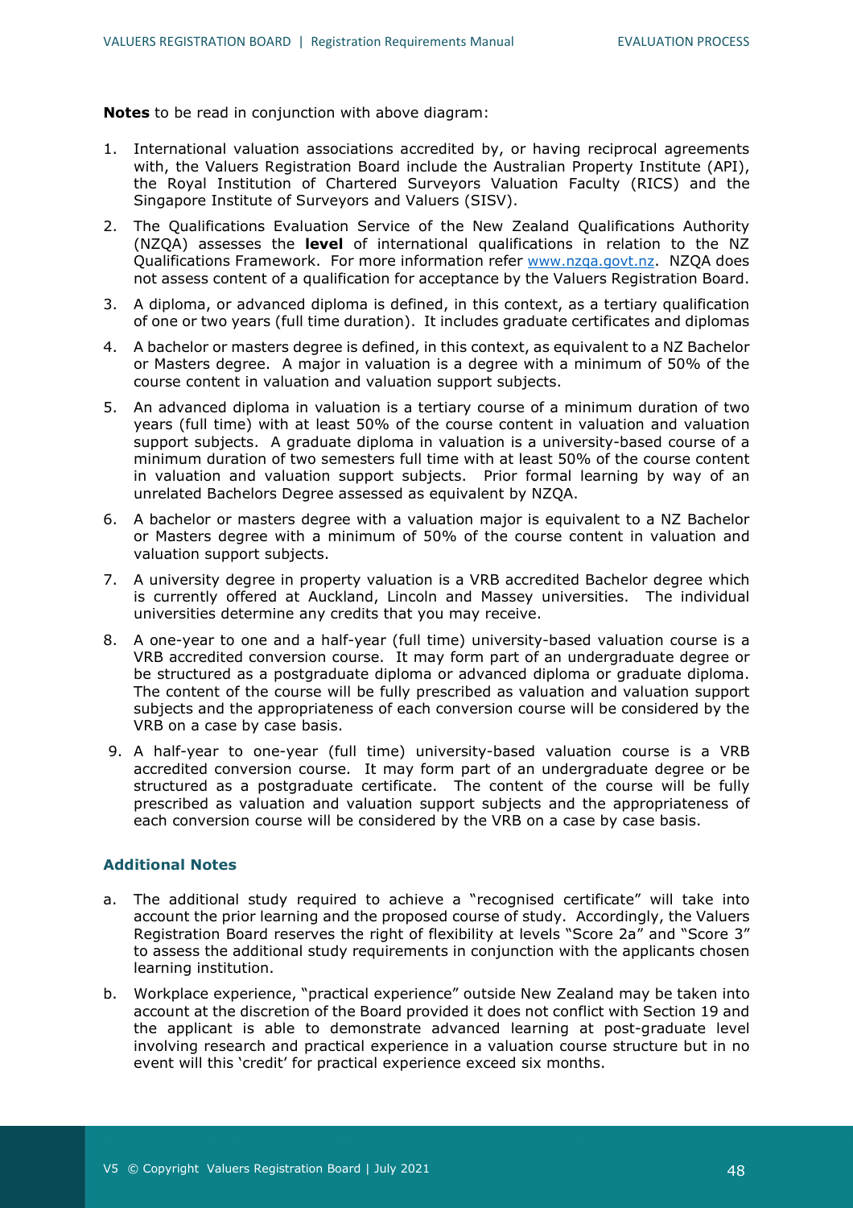**Notes** to be read in conjunction with above diagram:

1. International valuation associations accredited by, or having reciprocal agreements with, the Valuers Registration Board include the Australian Property Institute (API), the Royal Institution of Chartered Surveyors Valuation Faculty (RICS) and the Singapore Institute of Surveyors and Valuers (SISV).
2. The Qualifications Evaluation Service of the New Zealand Qualifications Authority (NZQA) assesses the **level** of international qualifications in relation to the NZ Qualifications Framework. For more information refer [www.nzqa.govt.nz](http://www.nzqa.govt.nz). NZQA does not assess content of a qualification for acceptance by the Valuers Registration Board.
3. A diploma, or advanced diploma is defined, in this context, as a tertiary qualification of one or two years (full time duration). It includes graduate certificates and diplomas
4. A bachelor or masters degree is defined, in this context, as equivalent to a NZ Bachelor or Masters degree. A major in valuation is a degree with a minimum of 50% of the course content in valuation and valuation support subjects.
5. An advanced diploma in valuation is a tertiary course of a minimum duration of two years (full time) with at least 50% of the course content in valuation and valuation support subjects. A graduate diploma in valuation is a university-based course of a minimum duration of two semesters full time with at least 50% of the course content in valuation and valuation support subjects. Prior formal learning by way of an unrelated Bachelors Degree assessed as equivalent by NZQA.
6. A bachelor or masters degree with a valuation major is equivalent to a NZ Bachelor or Masters degree with a minimum of 50% of the course content in valuation and valuation support subjects.
7. A university degree in property valuation is a VRB accredited Bachelor degree which is currently offered at Auckland, Lincoln and Massey universities. The individual universities determine any credits that you may receive.
8. A one-year to one and a half-year (full time) university-based valuation course is a VRB accredited conversion course. It may form part of an undergraduate degree or be structured as a postgraduate diploma or advanced diploma or graduate diploma. The content of the course will be fully prescribed as valuation and valuation support subjects and the appropriateness of each conversion course will be considered by the VRB on a case by case basis.
9. A half-year to one-year (full time) university-based valuation course is a VRB accredited conversion course. It may form part of an undergraduate degree or be structured as a postgraduate certificate. The content of the course will be fully prescribed as valuation and valuation support subjects and the appropriateness of each conversion course will be considered by the VRB on a case by case basis.

### Additional Notes

a. The additional study required to achieve a "recognised certificate" will take into account the prior learning and the proposed course of study. Accordingly, the Valuers Registration Board reserves the right of flexibility at levels "Score 2a" and "Score 3" to assess the additional study requirements in conjunction with the applicants chosen learning institution.

b. Workplace experience, "practical experience" outside New Zealand may be taken into account at the discretion of the Board provided it does not conflict with Section 19 and the applicant is able to demonstrate advanced learning at post-graduate level involving research and practical experience in a valuation course structure but in no event will this 'credit' for practical experience exceed six months.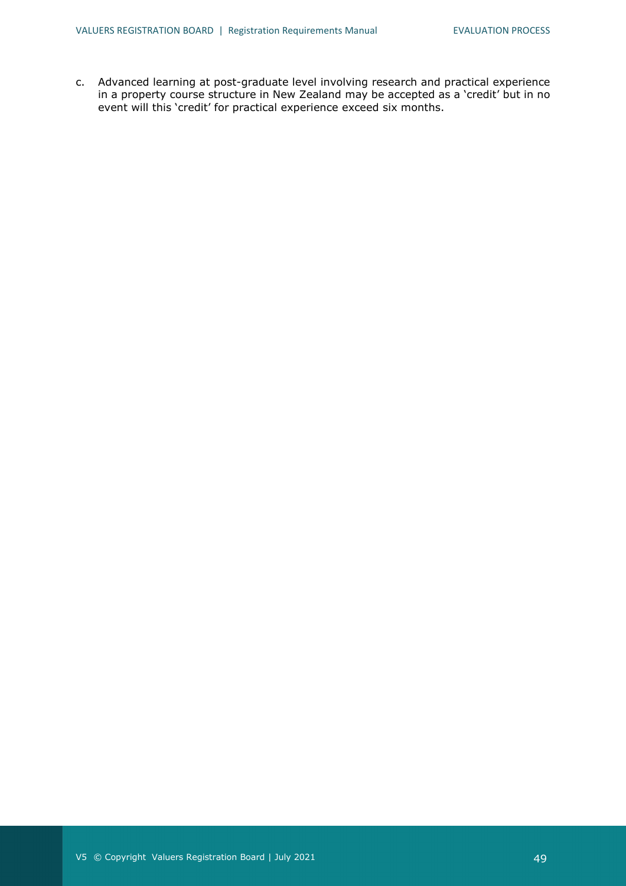c. Advanced learning at post-graduate level involving research and practical experience in a property course structure in New Zealand may be accepted as a 'credit' but in no event will this 'credit' for practical experience exceed six months.